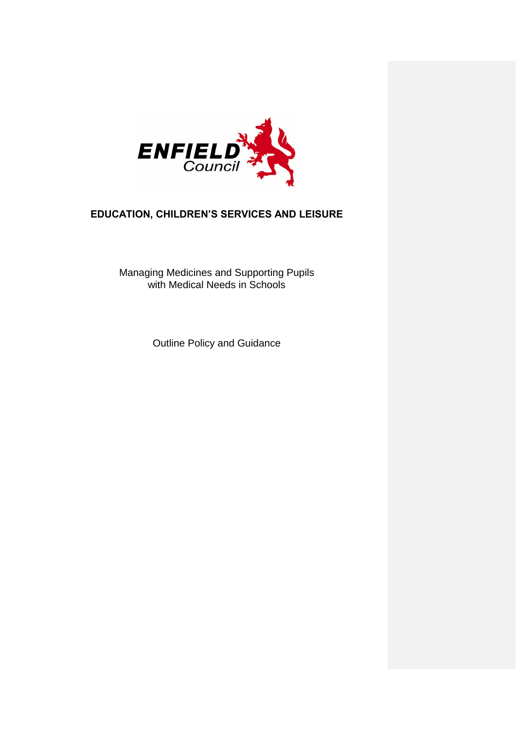ENFIELD Council

# EDUCATION, CHILDREN'S SERVICES AND LEISURE

Managing Medicines and Supporting Pupils with Medical Needs in Schools

Outline Policy and Guidance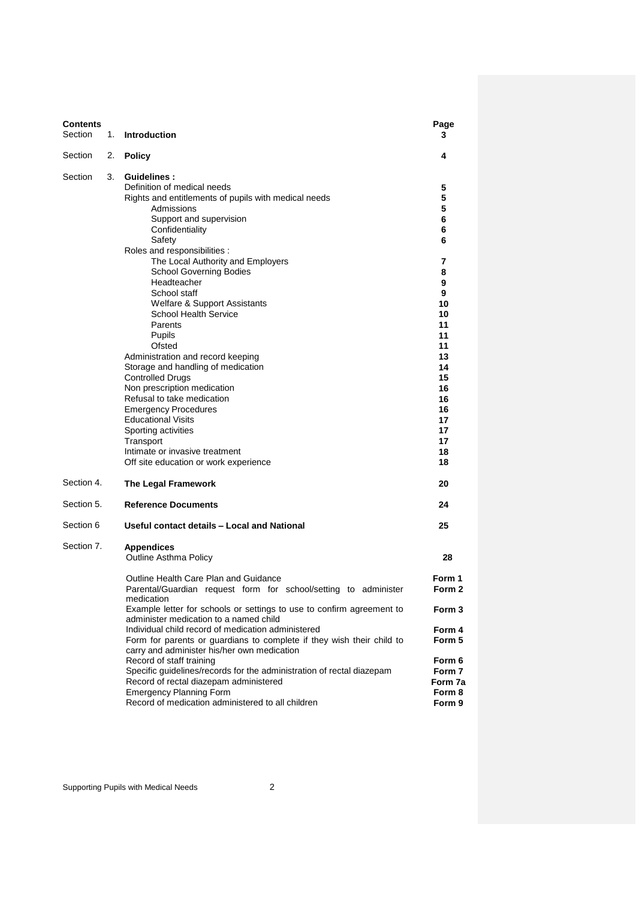**Contents**

| Section | | Page |
|---|---|---|
| Section 1. | **Introduction** | 3 |
| Section 2. | **Policy** | 4 |
| Section 3. | **Guidelines :** | |
| | Definition of medical needs | 5 |
| | Rights and entitlements of pupils with medical needs | 5 |
| | Admissions | 5 |
| | Support and supervision | 6 |
| | Confidentiality | 6 |
| | Safety | 6 |
| | Roles and responsibilities : | |
| | The Local Authority and Employers | 7 |
| | School Governing Bodies | 8 |
| | Headteacher | 9 |
| | School staff | 9 |
| | Welfare & Support Assistants | 10 |
| | School Health Service | 10 |
| | Parents | 11 |
| | Pupils | 11 |
| | Ofsted | 11 |
| | Administration and record keeping | 13 |
| | Storage and handling of medication | 14 |
| | Controlled Drugs | 15 |
| | Non prescription medication | 16 |
| | Refusal to take medication | 16 |
| | Emergency Procedures | 16 |
| | Educational Visits | 17 |
| | Sporting activities | 17 |
| | Transport | 17 |
| | Intimate or invasive treatment | 18 |
| | Off site education or work experience | 18 |
| Section 4. | **The Legal Framework** | 20 |
| Section 5. | **Reference Documents** | 24 |
| Section 6 | **Useful contact details – Local and National** | 25 |
| Section 7. | **Appendices** | |
| | Outline Asthma Policy | 28 |
| | Outline Health Care Plan and Guidance | Form 1 |
| | Parental/Guardian request form for school/setting to administer medication | Form 2 |
| | Example letter for schools or settings to use to confirm agreement to administer medication to a named child | Form 3 |
| | Individual child record of medication administered | Form 4 |
| | Form for parents or guardians to complete if they wish their child to carry and administer his/her own medication | Form 5 |
| | Record of staff training | Form 6 |
| | Specific guidelines/records for the administration of rectal diazepam | Form 7 |
| | Record of rectal diazepam administered | Form 7a |
| | Emergency Planning Form | Form 8 |
| | Record of medication administered to all children | Form 9 |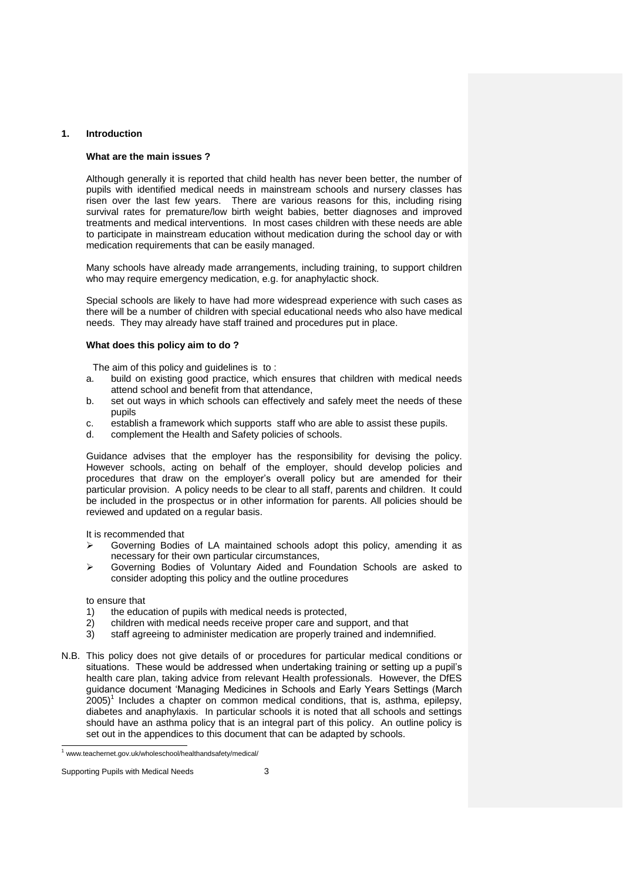## 1. Introduction

### What are the main issues ?

Although generally it is reported that child health has never been better, the number of pupils with identified medical needs in mainstream schools and nursery classes has risen over the last few years. There are various reasons for this, including rising survival rates for premature/low birth weight babies, better diagnoses and improved treatments and medical interventions. In most cases children with these needs are able to participate in mainstream education without medication during the school day or with medication requirements that can be easily managed.

Many schools have already made arrangements, including training, to support children who may require emergency medication, e.g. for anaphylactic shock.

Special schools are likely to have had more widespread experience with such cases as there will be a number of children with special educational needs who also have medical needs. They may already have staff trained and procedures put in place.

### What does this policy aim to do ?

The aim of this policy and guidelines is to :

a. build on existing good practice, which ensures that children with medical needs attend school and benefit from that attendance,
b. set out ways in which schools can effectively and safely meet the needs of these pupils
c. establish a framework which supports staff who are able to assist these pupils.
d. complement the Health and Safety policies of schools.

Guidance advises that the employer has the responsibility for devising the policy. However schools, acting on behalf of the employer, should develop policies and procedures that draw on the employer's overall policy but are amended for their particular provision. A policy needs to be clear to all staff, parents and children. It could be included in the prospectus or in other information for parents. All policies should be reviewed and updated on a regular basis.

It is recommended that

- Governing Bodies of LA maintained schools adopt this policy, amending it as necessary for their own particular circumstances,
- Governing Bodies of Voluntary Aided and Foundation Schools are asked to consider adopting this policy and the outline procedures

to ensure that

1) the education of pupils with medical needs is protected,
2) children with medical needs receive proper care and support, and that
3) staff agreeing to administer medication are properly trained and indemnified.

N.B. This policy does not give details of or procedures for particular medical conditions or situations. These would be addressed when undertaking training or setting up a pupil's health care plan, taking advice from relevant Health professionals. However, the DfES guidance document 'Managing Medicines in Schools and Early Years Settings (March 2005)[1] Includes a chapter on common medical conditions, that is, asthma, epilepsy, diabetes and anaphylaxis. In particular schools it is noted that all schools and settings should have an asthma policy that is an integral part of this policy. An outline policy is set out in the appendices to this document that can be adapted by schools.

---

[1] www.teachernet.gov.uk/wholeschool/healthandsafety/medical/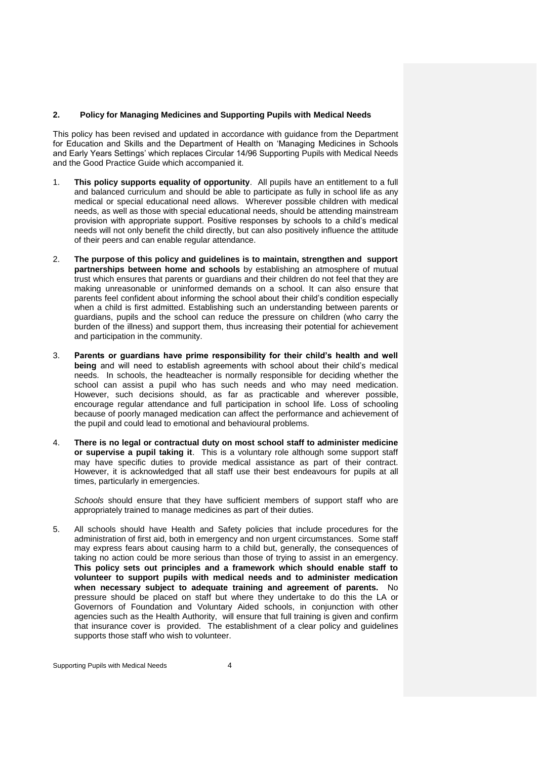## 2. Policy for Managing Medicines and Supporting Pupils with Medical Needs

This policy has been revised and updated in accordance with guidance from the Department for Education and Skills and the Department of Health on 'Managing Medicines in Schools and Early Years Settings' which replaces Circular 14/96 Supporting Pupils with Medical Needs and the Good Practice Guide which accompanied it.

1. **This policy supports equality of opportunity**. All pupils have an entitlement to a full and balanced curriculum and should be able to participate as fully in school life as any medical or special educational need allows. Wherever possible children with medical needs, as well as those with special educational needs, should be attending mainstream provision with appropriate support. Positive responses by schools to a child's medical needs will not only benefit the child directly, but can also positively influence the attitude of their peers and can enable regular attendance.

2. **The purpose of this policy and guidelines is to maintain, strengthen and support partnerships between home and schools** by establishing an atmosphere of mutual trust which ensures that parents or guardians and their children do not feel that they are making unreasonable or uninformed demands on a school. It can also ensure that parents feel confident about informing the school about their child's condition especially when a child is first admitted. Establishing such an understanding between parents or guardians, pupils and the school can reduce the pressure on children (who carry the burden of the illness) and support them, thus increasing their potential for achievement and participation in the community.

3. **Parents or guardians have prime responsibility for their child's health and well being** and will need to establish agreements with school about their child's medical needs. In schools, the headteacher is normally responsible for deciding whether the school can assist a pupil who has such needs and who may need medication. However, such decisions should, as far as practicable and wherever possible, encourage regular attendance and full participation in school life. Loss of schooling because of poorly managed medication can affect the performance and achievement of the pupil and could lead to emotional and behavioural problems.

4. **There is no legal or contractual duty on most school staff to administer medicine or supervise a pupil taking it**. This is a voluntary role although some support staff may have specific duties to provide medical assistance as part of their contract. However, it is acknowledged that all staff use their best endeavours for pupils at all times, particularly in emergencies.

   *Schools* should ensure that they have sufficient members of support staff who are appropriately trained to manage medicines as part of their duties.

5. All schools should have Health and Safety policies that include procedures for the administration of first aid, both in emergency and non urgent circumstances. Some staff may express fears about causing harm to a child but, generally, the consequences of taking no action could be more serious than those of trying to assist in an emergency. **This policy sets out principles and a framework which should enable staff to volunteer to support pupils with medical needs and to administer medication when necessary subject to adequate training and agreement of parents.** No pressure should be placed on staff but where they undertake to do this the LA or Governors of Foundation and Voluntary Aided schools, in conjunction with other agencies such as the Health Authority, will ensure that full training is given and confirm that insurance cover is provided. The establishment of a clear policy and guidelines supports those staff who wish to volunteer.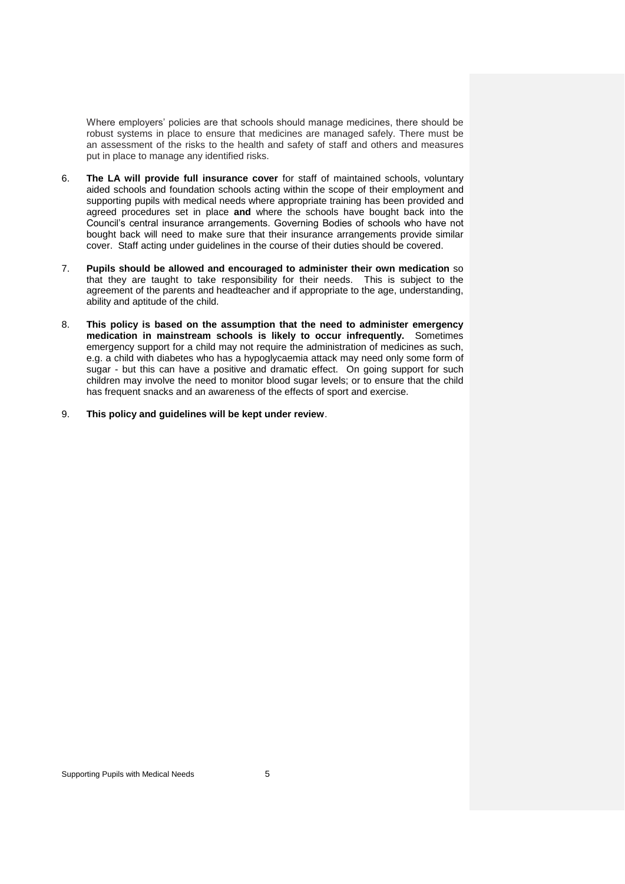Where employers' policies are that schools should manage medicines, there should be robust systems in place to ensure that medicines are managed safely. There must be an assessment of the risks to the health and safety of staff and others and measures put in place to manage any identified risks.

6. **The LA will provide full insurance cover** for staff of maintained schools, voluntary aided schools and foundation schools acting within the scope of their employment and supporting pupils with medical needs where appropriate training has been provided and agreed procedures set in place **and** where the schools have bought back into the Council's central insurance arrangements. Governing Bodies of schools who have not bought back will need to make sure that their insurance arrangements provide similar cover. Staff acting under guidelines in the course of their duties should be covered.

7. **Pupils should be allowed and encouraged to administer their own medication** so that they are taught to take responsibility for their needs. This is subject to the agreement of the parents and headteacher and if appropriate to the age, understanding, ability and aptitude of the child.

8. **This policy is based on the assumption that the need to administer emergency medication in mainstream schools is likely to occur infrequently.** Sometimes emergency support for a child may not require the administration of medicines as such, e.g. a child with diabetes who has a hypoglycaemia attack may need only some form of sugar - but this can have a positive and dramatic effect. On going support for such children may involve the need to monitor blood sugar levels; or to ensure that the child has frequent snacks and an awareness of the effects of sport and exercise.

9. **This policy and guidelines will be kept under review**.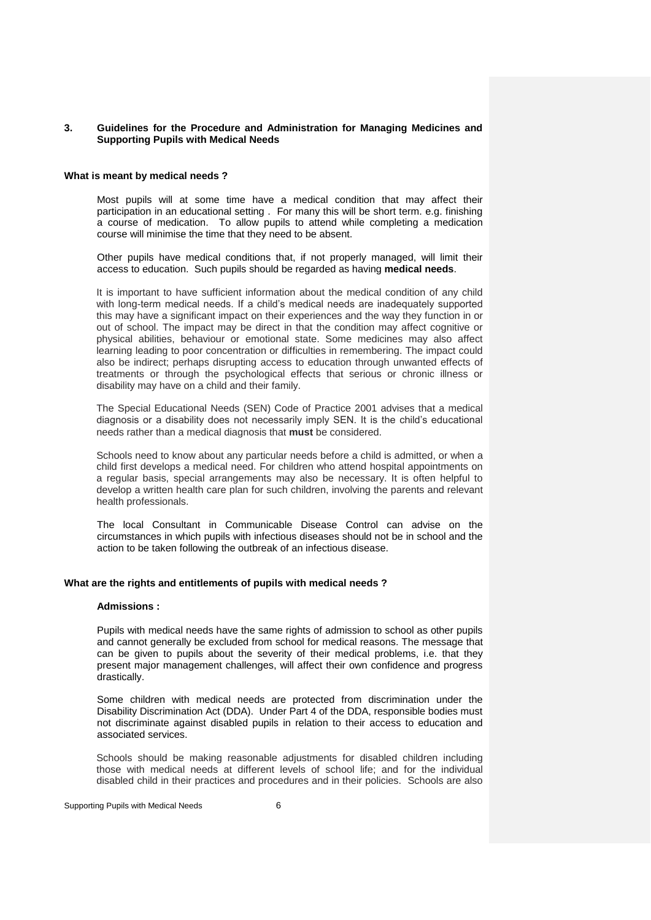## 3. Guidelines for the Procedure and Administration for Managing Medicines and Supporting Pupils with Medical Needs

### What is meant by medical needs ?

Most pupils will at some time have a medical condition that may affect their participation in an educational setting . For many this will be short term. e.g. finishing a course of medication. To allow pupils to attend while completing a medication course will minimise the time that they need to be absent.

Other pupils have medical conditions that, if not properly managed, will limit their access to education. Such pupils should be regarded as having **medical needs**.

It is important to have sufficient information about the medical condition of any child with long-term medical needs. If a child's medical needs are inadequately supported this may have a significant impact on their experiences and the way they function in or out of school. The impact may be direct in that the condition may affect cognitive or physical abilities, behaviour or emotional state. Some medicines may also affect learning leading to poor concentration or difficulties in remembering. The impact could also be indirect; perhaps disrupting access to education through unwanted effects of treatments or through the psychological effects that serious or chronic illness or disability may have on a child and their family.

The Special Educational Needs (SEN) Code of Practice 2001 advises that a medical diagnosis or a disability does not necessarily imply SEN. It is the child's educational needs rather than a medical diagnosis that **must** be considered.

Schools need to know about any particular needs before a child is admitted, or when a child first develops a medical need. For children who attend hospital appointments on a regular basis, special arrangements may also be necessary. It is often helpful to develop a written health care plan for such children, involving the parents and relevant health professionals.

The local Consultant in Communicable Disease Control can advise on the circumstances in which pupils with infectious diseases should not be in school and the action to be taken following the outbreak of an infectious disease.

### What are the rights and entitlements of pupils with medical needs ?

**Admissions :**

Pupils with medical needs have the same rights of admission to school as other pupils and cannot generally be excluded from school for medical reasons. The message that can be given to pupils about the severity of their medical problems, i.e. that they present major management challenges, will affect their own confidence and progress drastically.

Some children with medical needs are protected from discrimination under the Disability Discrimination Act (DDA). Under Part 4 of the DDA, responsible bodies must not discriminate against disabled pupils in relation to their access to education and associated services.

Schools should be making reasonable adjustments for disabled children including those with medical needs at different levels of school life; and for the individual disabled child in their practices and procedures and in their policies. Schools are also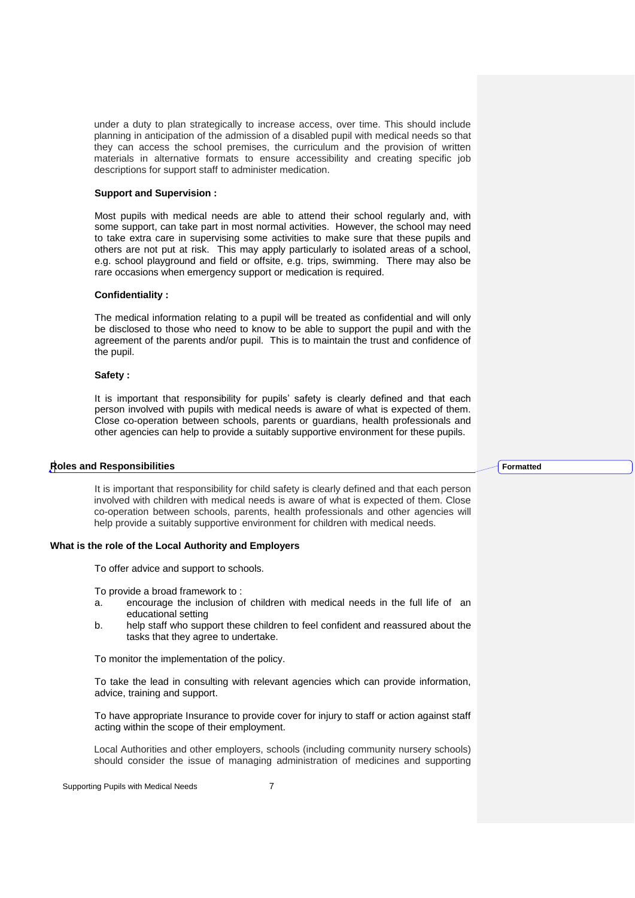under a duty to plan strategically to increase access, over time. This should include planning in anticipation of the admission of a disabled pupil with medical needs so that they can access the school premises, the curriculum and the provision of written materials in alternative formats to ensure accessibility and creating specific job descriptions for support staff to administer medication.

**Support and Supervision :**

Most pupils with medical needs are able to attend their school regularly and, with some support, can take part in most normal activities. However, the school may need to take extra care in supervising some activities to make sure that these pupils and others are not put at risk. This may apply particularly to isolated areas of a school, e.g. school playground and field or offsite, e.g. trips, swimming. There may also be rare occasions when emergency support or medication is required.

**Confidentiality :**

The medical information relating to a pupil will be treated as confidential and will only be disclosed to those who need to know to be able to support the pupil and with the agreement of the parents and/or pupil. This is to maintain the trust and confidence of the pupil.

**Safety :**

It is important that responsibility for pupils' safety is clearly defined and that each person involved with pupils with medical needs is aware of what is expected of them. Close co-operation between schools, parents or guardians, health professionals and other agencies can help to provide a suitably supportive environment for these pupils.

## Roles and Responsibilities

It is important that responsibility for child safety is clearly defined and that each person involved with children with medical needs is aware of what is expected of them. Close co-operation between schools, parents, health professionals and other agencies will help provide a suitably supportive environment for children with medical needs.

### What is the role of the Local Authority and Employers

To offer advice and support to schools.

To provide a broad framework to :

a. encourage the inclusion of children with medical needs in the full life of an educational setting
b. help staff who support these children to feel confident and reassured about the tasks that they agree to undertake.

To monitor the implementation of the policy.

To take the lead in consulting with relevant agencies which can provide information, advice, training and support.

To have appropriate Insurance to provide cover for injury to staff or action against staff acting within the scope of their employment.

Local Authorities and other employers, schools (including community nursery schools) should consider the issue of managing administration of medicines and supporting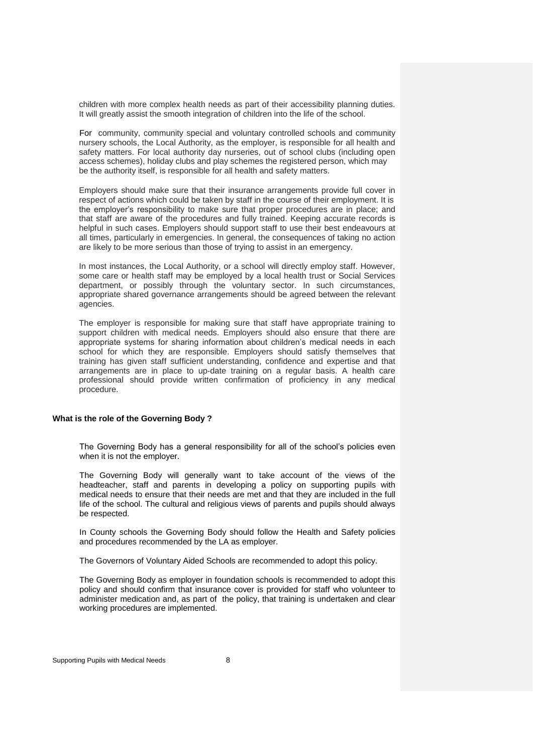children with more complex health needs as part of their accessibility planning duties. It will greatly assist the smooth integration of children into the life of the school.

For community, community special and voluntary controlled schools and community nursery schools, the Local Authority, as the employer, is responsible for all health and safety matters. For local authority day nurseries, out of school clubs (including open access schemes), holiday clubs and play schemes the registered person, which may be the authority itself, is responsible for all health and safety matters.

Employers should make sure that their insurance arrangements provide full cover in respect of actions which could be taken by staff in the course of their employment. It is the employer's responsibility to make sure that proper procedures are in place; and that staff are aware of the procedures and fully trained. Keeping accurate records is helpful in such cases. Employers should support staff to use their best endeavours at all times, particularly in emergencies. In general, the consequences of taking no action are likely to be more serious than those of trying to assist in an emergency.

In most instances, the Local Authority, or a school will directly employ staff. However, some care or health staff may be employed by a local health trust or Social Services department, or possibly through the voluntary sector. In such circumstances, appropriate shared governance arrangements should be agreed between the relevant agencies.

The employer is responsible for making sure that staff have appropriate training to support children with medical needs. Employers should also ensure that there are appropriate systems for sharing information about children's medical needs in each school for which they are responsible. Employers should satisfy themselves that training has given staff sufficient understanding, confidence and expertise and that arrangements are in place to up-date training on a regular basis. A health care professional should provide written confirmation of proficiency in any medical procedure.

**What is the role of the Governing Body ?**

The Governing Body has a general responsibility for all of the school's policies even when it is not the employer.

The Governing Body will generally want to take account of the views of the headteacher, staff and parents in developing a policy on supporting pupils with medical needs to ensure that their needs are met and that they are included in the full life of the school. The cultural and religious views of parents and pupils should always be respected.

In County schools the Governing Body should follow the Health and Safety policies and procedures recommended by the LA as employer.

The Governors of Voluntary Aided Schools are recommended to adopt this policy.

The Governing Body as employer in foundation schools is recommended to adopt this policy and should confirm that insurance cover is provided for staff who volunteer to administer medication and, as part of the policy, that training is undertaken and clear working procedures are implemented.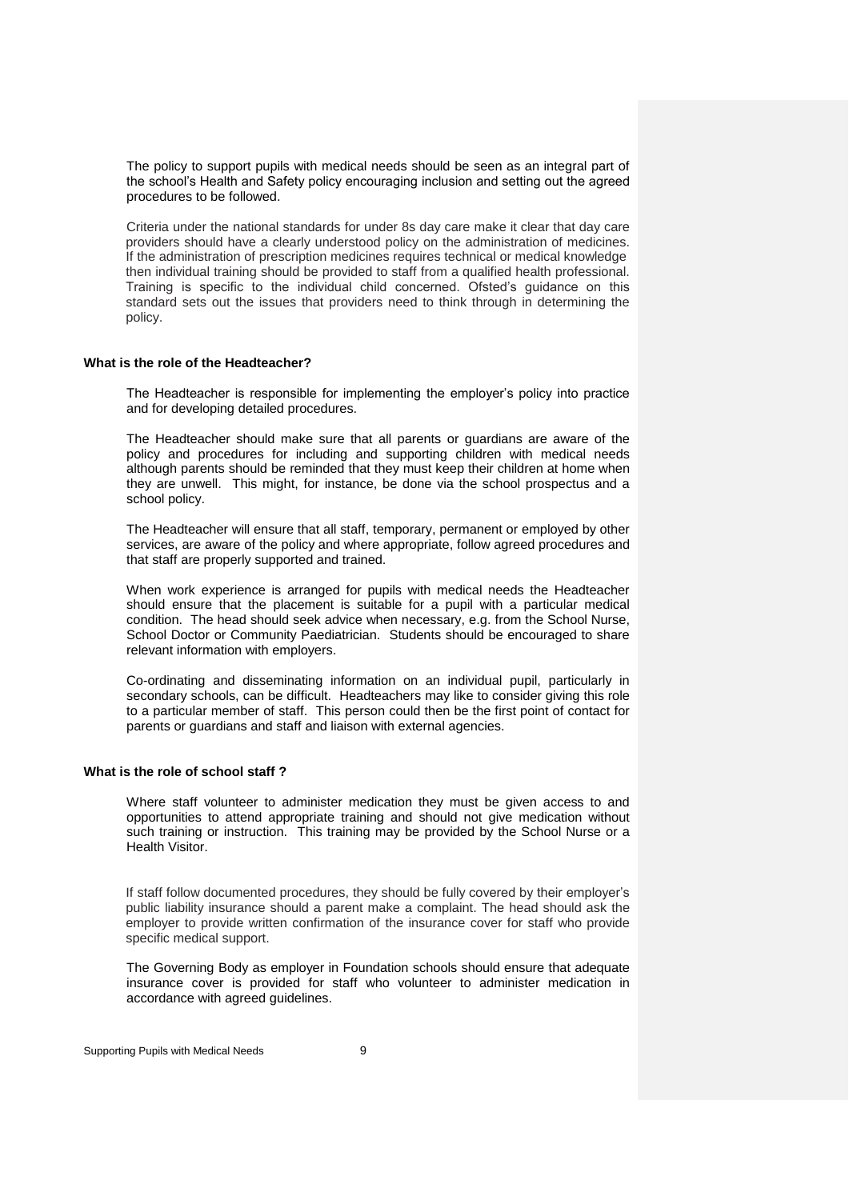The policy to support pupils with medical needs should be seen as an integral part of the school's Health and Safety policy encouraging inclusion and setting out the agreed procedures to be followed.

Criteria under the national standards for under 8s day care make it clear that day care providers should have a clearly understood policy on the administration of medicines. If the administration of prescription medicines requires technical or medical knowledge then individual training should be provided to staff from a qualified health professional. Training is specific to the individual child concerned. Ofsted's guidance on this standard sets out the issues that providers need to think through in determining the policy.

**What is the role of the Headteacher?**

The Headteacher is responsible for implementing the employer's policy into practice and for developing detailed procedures.

The Headteacher should make sure that all parents or guardians are aware of the policy and procedures for including and supporting children with medical needs although parents should be reminded that they must keep their children at home when they are unwell. This might, for instance, be done via the school prospectus and a school policy.

The Headteacher will ensure that all staff, temporary, permanent or employed by other services, are aware of the policy and where appropriate, follow agreed procedures and that staff are properly supported and trained.

When work experience is arranged for pupils with medical needs the Headteacher should ensure that the placement is suitable for a pupil with a particular medical condition. The head should seek advice when necessary, e.g. from the School Nurse, School Doctor or Community Paediatrician. Students should be encouraged to share relevant information with employers.

Co-ordinating and disseminating information on an individual pupil, particularly in secondary schools, can be difficult. Headteachers may like to consider giving this role to a particular member of staff. This person could then be the first point of contact for parents or guardians and staff and liaison with external agencies.

**What is the role of school staff ?**

Where staff volunteer to administer medication they must be given access to and opportunities to attend appropriate training and should not give medication without such training or instruction. This training may be provided by the School Nurse or a Health Visitor.

If staff follow documented procedures, they should be fully covered by their employer's public liability insurance should a parent make a complaint. The head should ask the employer to provide written confirmation of the insurance cover for staff who provide specific medical support.

The Governing Body as employer in Foundation schools should ensure that adequate insurance cover is provided for staff who volunteer to administer medication in accordance with agreed guidelines.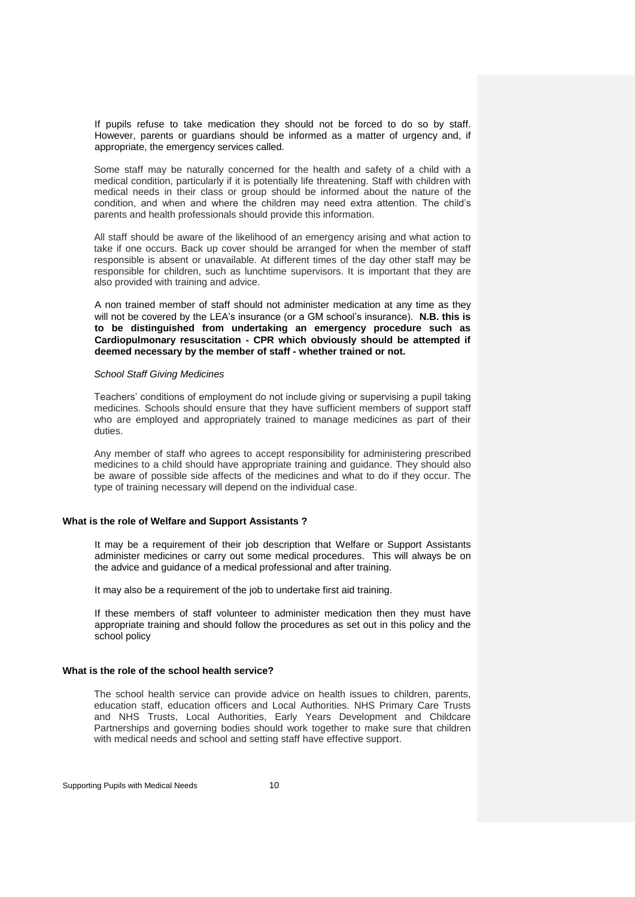If pupils refuse to take medication they should not be forced to do so by staff. However, parents or guardians should be informed as a matter of urgency and, if appropriate, the emergency services called.

Some staff may be naturally concerned for the health and safety of a child with a medical condition, particularly if it is potentially life threatening. Staff with children with medical needs in their class or group should be informed about the nature of the condition, and when and where the children may need extra attention. The child's parents and health professionals should provide this information.

All staff should be aware of the likelihood of an emergency arising and what action to take if one occurs. Back up cover should be arranged for when the member of staff responsible is absent or unavailable. At different times of the day other staff may be responsible for children, such as lunchtime supervisors. It is important that they are also provided with training and advice.

A non trained member of staff should not administer medication at any time as they will not be covered by the LEA's insurance (or a GM school's insurance). **N.B. this is to be distinguished from undertaking an emergency procedure such as Cardiopulmonary resuscitation - CPR which obviously should be attempted if deemed necessary by the member of staff - whether trained or not.**

*School Staff Giving Medicines*

Teachers' conditions of employment do not include giving or supervising a pupil taking medicines. Schools should ensure that they have sufficient members of support staff who are employed and appropriately trained to manage medicines as part of their duties.

Any member of staff who agrees to accept responsibility for administering prescribed medicines to a child should have appropriate training and guidance. They should also be aware of possible side affects of the medicines and what to do if they occur. The type of training necessary will depend on the individual case.

**What is the role of Welfare and Support Assistants ?**

It may be a requirement of their job description that Welfare or Support Assistants administer medicines or carry out some medical procedures. This will always be on the advice and guidance of a medical professional and after training.

It may also be a requirement of the job to undertake first aid training.

If these members of staff volunteer to administer medication then they must have appropriate training and should follow the procedures as set out in this policy and the school policy

**What is the role of the school health service?**

The school health service can provide advice on health issues to children, parents, education staff, education officers and Local Authorities. NHS Primary Care Trusts and NHS Trusts, Local Authorities, Early Years Development and Childcare Partnerships and governing bodies should work together to make sure that children with medical needs and school and setting staff have effective support.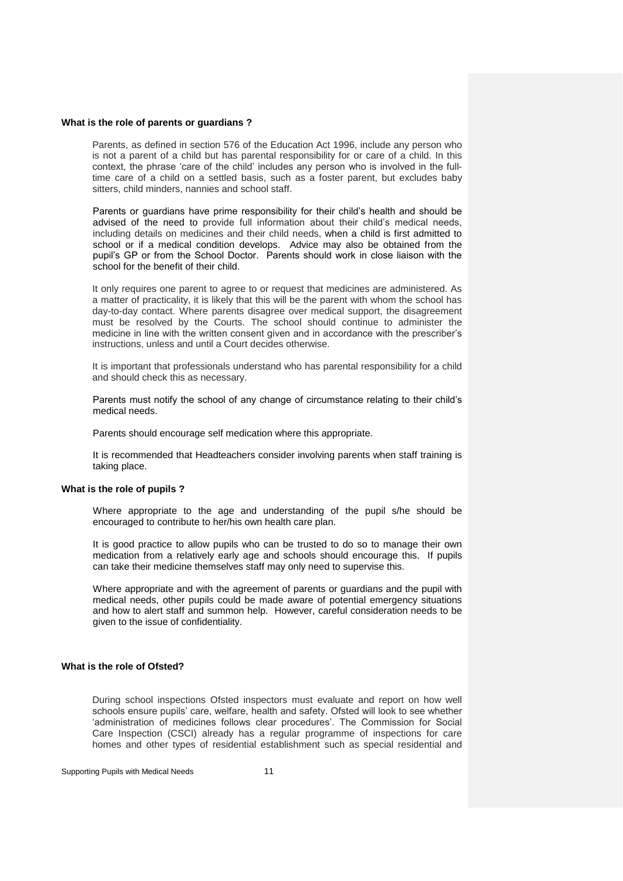**What is the role of parents or guardians ?**

Parents, as defined in section 576 of the Education Act 1996, include any person who is not a parent of a child but has parental responsibility for or care of a child. In this context, the phrase 'care of the child' includes any person who is involved in the full-time care of a child on a settled basis, such as a foster parent, but excludes baby sitters, child minders, nannies and school staff.

Parents or guardians have prime responsibility for their child's health and should be advised of the need to provide full information about their child's medical needs, including details on medicines and their child needs, when a child is first admitted to school or if a medical condition develops. Advice may also be obtained from the pupil's GP or from the School Doctor. Parents should work in close liaison with the school for the benefit of their child.

It only requires one parent to agree to or request that medicines are administered. As a matter of practicality, it is likely that this will be the parent with whom the school has day-to-day contact. Where parents disagree over medical support, the disagreement must be resolved by the Courts. The school should continue to administer the medicine in line with the written consent given and in accordance with the prescriber's instructions, unless and until a Court decides otherwise.

It is important that professionals understand who has parental responsibility for a child and should check this as necessary.

Parents must notify the school of any change of circumstance relating to their child's medical needs.

Parents should encourage self medication where this appropriate.

It is recommended that Headteachers consider involving parents when staff training is taking place.

**What is the role of pupils ?**

Where appropriate to the age and understanding of the pupil s/he should be encouraged to contribute to her/his own health care plan.

It is good practice to allow pupils who can be trusted to do so to manage their own medication from a relatively early age and schools should encourage this. If pupils can take their medicine themselves staff may only need to supervise this.

Where appropriate and with the agreement of parents or guardians and the pupil with medical needs, other pupils could be made aware of potential emergency situations and how to alert staff and summon help. However, careful consideration needs to be given to the issue of confidentiality.

**What is the role of Ofsted?**

During school inspections Ofsted inspectors must evaluate and report on how well schools ensure pupils' care, welfare, health and safety. Ofsted will look to see whether 'administration of medicines follows clear procedures'. The Commission for Social Care Inspection (CSCI) already has a regular programme of inspections for care homes and other types of residential establishment such as special residential and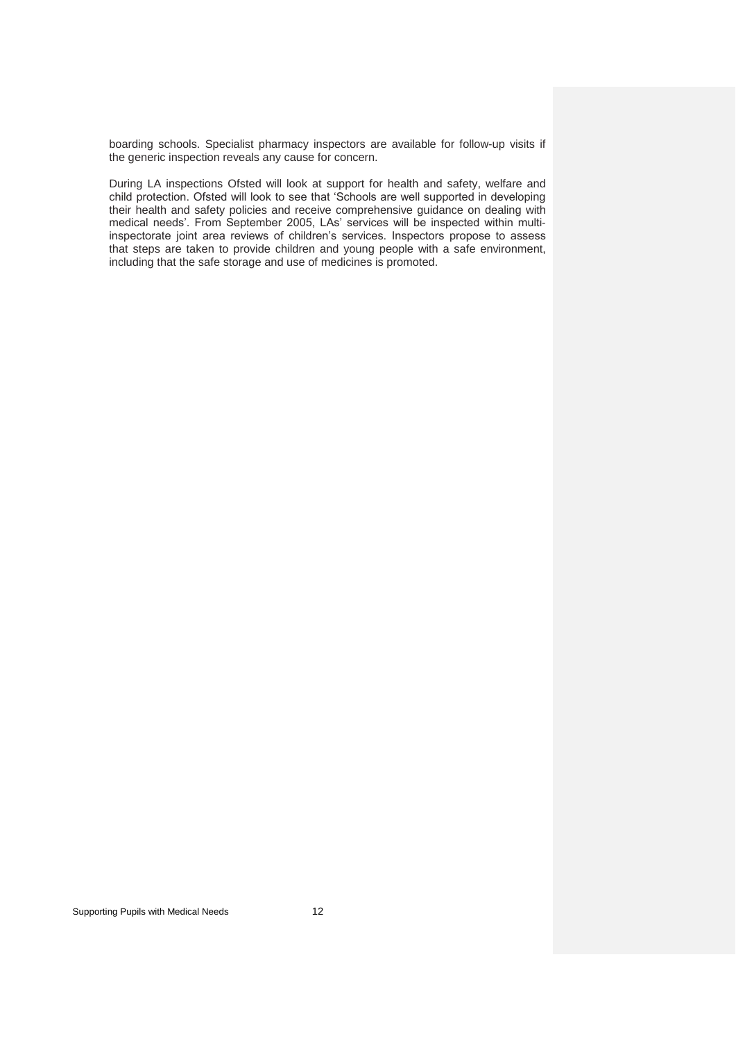boarding schools. Specialist pharmacy inspectors are available for follow-up visits if the generic inspection reveals any cause for concern.

During LA inspections Ofsted will look at support for health and safety, welfare and child protection. Ofsted will look to see that 'Schools are well supported in developing their health and safety policies and receive comprehensive guidance on dealing with medical needs'. From September 2005, LAs' services will be inspected within multi-inspectorate joint area reviews of children's services. Inspectors propose to assess that steps are taken to provide children and young people with a safe environment, including that the safe storage and use of medicines is promoted.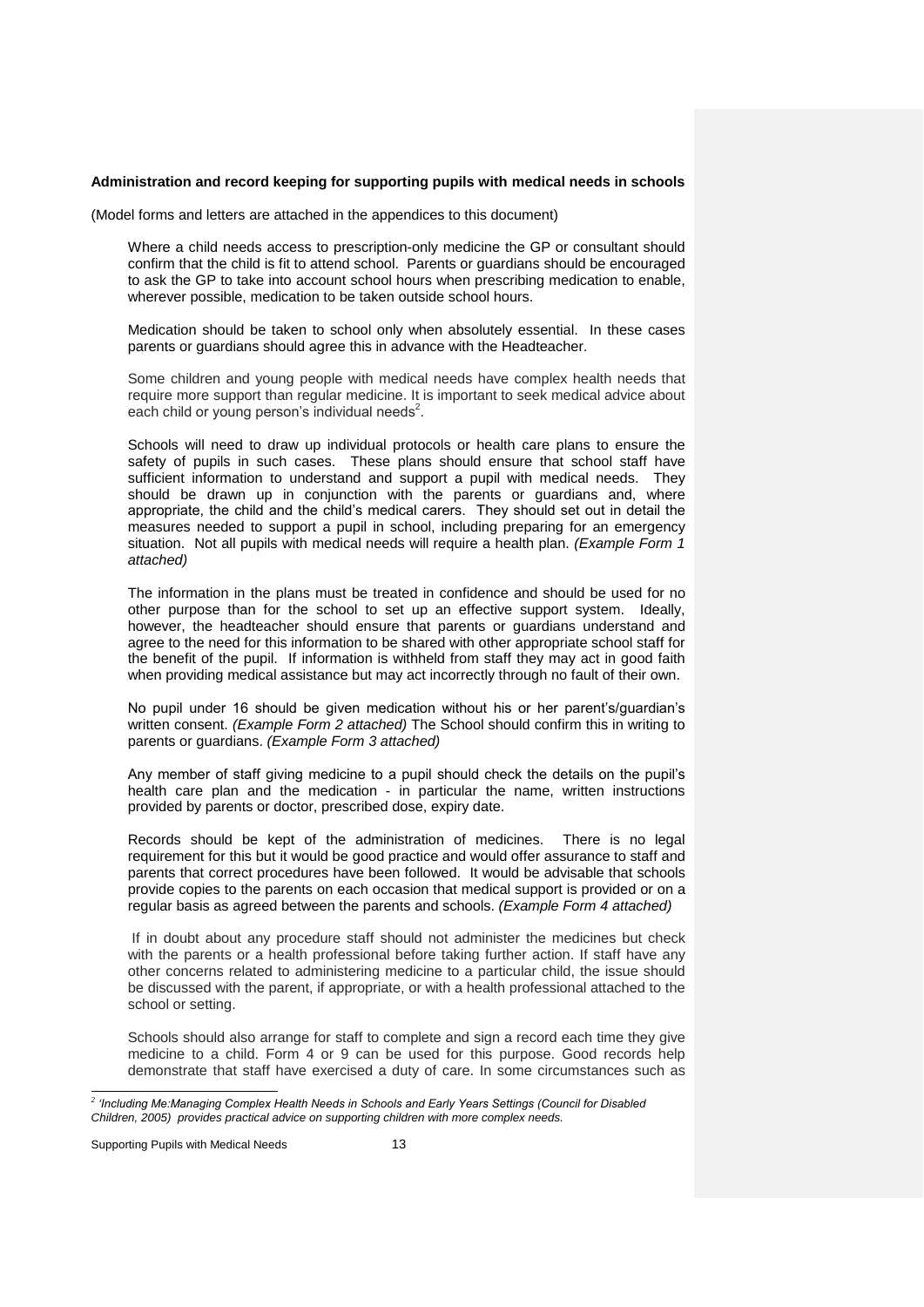**Administration and record keeping for supporting pupils with medical needs in schools**

(Model forms and letters are attached in the appendices to this document)

Where a child needs access to prescription-only medicine the GP or consultant should confirm that the child is fit to attend school. Parents or guardians should be encouraged to ask the GP to take into account school hours when prescribing medication to enable, wherever possible, medication to be taken outside school hours.

Medication should be taken to school only when absolutely essential. In these cases parents or guardians should agree this in advance with the Headteacher.

Some children and young people with medical needs have complex health needs that require more support than regular medicine. It is important to seek medical advice about each child or young person's individual needs[2].

Schools will need to draw up individual protocols or health care plans to ensure the safety of pupils in such cases. These plans should ensure that school staff have sufficient information to understand and support a pupil with medical needs. They should be drawn up in conjunction with the parents or guardians and, where appropriate, the child and the child's medical carers. They should set out in detail the measures needed to support a pupil in school, including preparing for an emergency situation. Not all pupils with medical needs will require a health plan. *(Example Form 1 attached)*

The information in the plans must be treated in confidence and should be used for no other purpose than for the school to set up an effective support system. Ideally, however, the headteacher should ensure that parents or guardians understand and agree to the need for this information to be shared with other appropriate school staff for the benefit of the pupil. If information is withheld from staff they may act in good faith when providing medical assistance but may act incorrectly through no fault of their own.

No pupil under 16 should be given medication without his or her parent's/guardian's written consent. *(Example Form 2 attached)* The School should confirm this in writing to parents or guardians. *(Example Form 3 attached)*

Any member of staff giving medicine to a pupil should check the details on the pupil's health care plan and the medication - in particular the name, written instructions provided by parents or doctor, prescribed dose, expiry date.

Records should be kept of the administration of medicines. There is no legal requirement for this but it would be good practice and would offer assurance to staff and parents that correct procedures have been followed. It would be advisable that schools provide copies to the parents on each occasion that medical support is provided or on a regular basis as agreed between the parents and schools. *(Example Form 4 attached)*

If in doubt about any procedure staff should not administer the medicines but check with the parents or a health professional before taking further action. If staff have any other concerns related to administering medicine to a particular child, the issue should be discussed with the parent, if appropriate, or with a health professional attached to the school or setting.

Schools should also arrange for staff to complete and sign a record each time they give medicine to a child. Form 4 or 9 can be used for this purpose. Good records help demonstrate that staff have exercised a duty of care. In some circumstances such as

---

[2] *'Including Me:Managing Complex Health Needs in Schools and Early Years Settings (Council for Disabled Children, 2005) provides practical advice on supporting children with more complex needs.*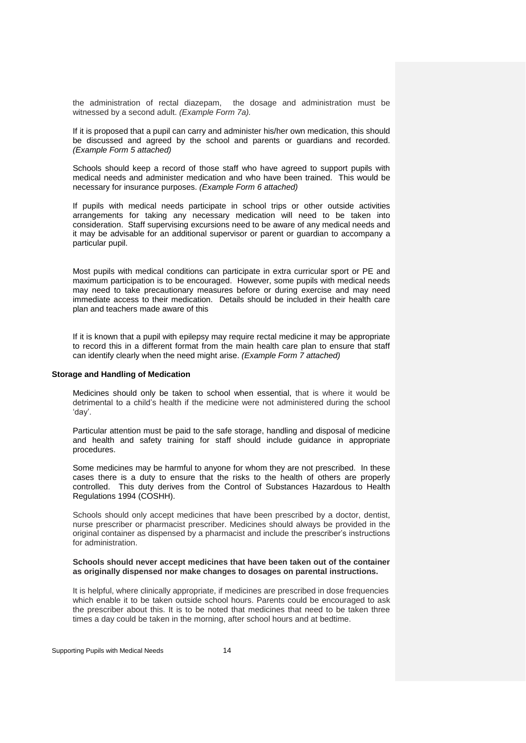the administration of rectal diazepam, the dosage and administration must be witnessed by a second adult. *(Example Form 7a).*

If it is proposed that a pupil can carry and administer his/her own medication, this should be discussed and agreed by the school and parents or guardians and recorded. *(Example Form 5 attached)*

Schools should keep a record of those staff who have agreed to support pupils with medical needs and administer medication and who have been trained. This would be necessary for insurance purposes. *(Example Form 6 attached)*

If pupils with medical needs participate in school trips or other outside activities arrangements for taking any necessary medication will need to be taken into consideration. Staff supervising excursions need to be aware of any medical needs and it may be advisable for an additional supervisor or parent or guardian to accompany a particular pupil.

Most pupils with medical conditions can participate in extra curricular sport or PE and maximum participation is to be encouraged. However, some pupils with medical needs may need to take precautionary measures before or during exercise and may need immediate access to their medication. Details should be included in their health care plan and teachers made aware of this

If it is known that a pupil with epilepsy may require rectal medicine it may be appropriate to record this in a different format from the main health care plan to ensure that staff can identify clearly when the need might arise. *(Example Form 7 attached)*

**Storage and Handling of Medication**

Medicines should only be taken to school when essential, that is where it would be detrimental to a child's health if the medicine were not administered during the school 'day'.

Particular attention must be paid to the safe storage, handling and disposal of medicine and health and safety training for staff should include guidance in appropriate procedures.

Some medicines may be harmful to anyone for whom they are not prescribed. In these cases there is a duty to ensure that the risks to the health of others are properly controlled. This duty derives from the Control of Substances Hazardous to Health Regulations 1994 (COSHH).

Schools should only accept medicines that have been prescribed by a doctor, dentist, nurse prescriber or pharmacist prescriber. Medicines should always be provided in the original container as dispensed by a pharmacist and include the prescriber's instructions for administration.

**Schools should never accept medicines that have been taken out of the container as originally dispensed nor make changes to dosages on parental instructions.**

It is helpful, where clinically appropriate, if medicines are prescribed in dose frequencies which enable it to be taken outside school hours. Parents could be encouraged to ask the prescriber about this. It is to be noted that medicines that need to be taken three times a day could be taken in the morning, after school hours and at bedtime.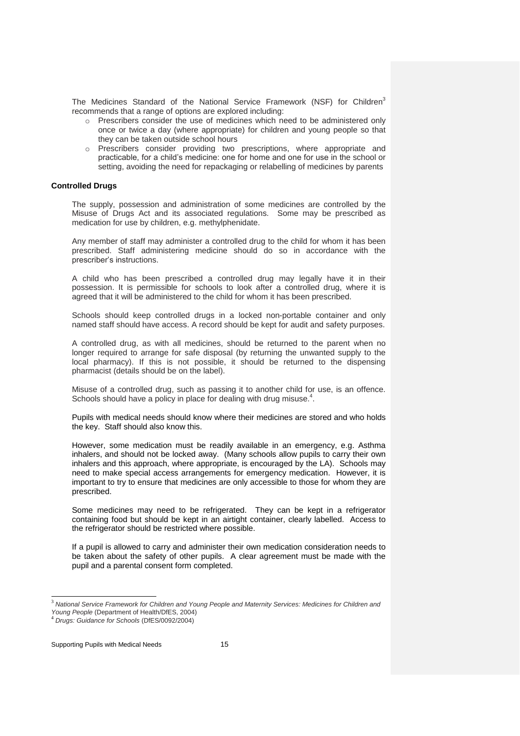The Medicines Standard of the National Service Framework (NSF) for Children[3] recommends that a range of options are explored including:

- Prescribers consider the use of medicines which need to be administered only once or twice a day (where appropriate) for children and young people so that they can be taken outside school hours
- Prescribers consider providing two prescriptions, where appropriate and practicable, for a child's medicine: one for home and one for use in the school or setting, avoiding the need for repackaging or relabelling of medicines by parents

**Controlled Drugs**

The supply, possession and administration of some medicines are controlled by the Misuse of Drugs Act and its associated regulations. Some may be prescribed as medication for use by children, e.g. methylphenidate.

Any member of staff may administer a controlled drug to the child for whom it has been prescribed. Staff administering medicine should do so in accordance with the prescriber's instructions.

A child who has been prescribed a controlled drug may legally have it in their possession. It is permissible for schools to look after a controlled drug, where it is agreed that it will be administered to the child for whom it has been prescribed.

Schools should keep controlled drugs in a locked non-portable container and only named staff should have access. A record should be kept for audit and safety purposes.

A controlled drug, as with all medicines, should be returned to the parent when no longer required to arrange for safe disposal (by returning the unwanted supply to the local pharmacy). If this is not possible, it should be returned to the dispensing pharmacist (details should be on the label).

Misuse of a controlled drug, such as passing it to another child for use, is an offence. Schools should have a policy in place for dealing with drug misuse.[4].

Pupils with medical needs should know where their medicines are stored and who holds the key. Staff should also know this.

However, some medication must be readily available in an emergency, e.g. Asthma inhalers, and should not be locked away. (Many schools allow pupils to carry their own inhalers and this approach, where appropriate, is encouraged by the LA). Schools may need to make special access arrangements for emergency medication. However, it is important to try to ensure that medicines are only accessible to those for whom they are prescribed.

Some medicines may need to be refrigerated. They can be kept in a refrigerator containing food but should be kept in an airtight container, clearly labelled. Access to the refrigerator should be restricted where possible.

If a pupil is allowed to carry and administer their own medication consideration needs to be taken about the safety of other pupils. A clear agreement must be made with the pupil and a parental consent form completed.

---

[3] *National Service Framework for Children and Young People and Maternity Services: Medicines for Children and Young People* (Department of Health/DfES, 2004)

[4] *Drugs: Guidance for Schools* (DfES/0092/2004)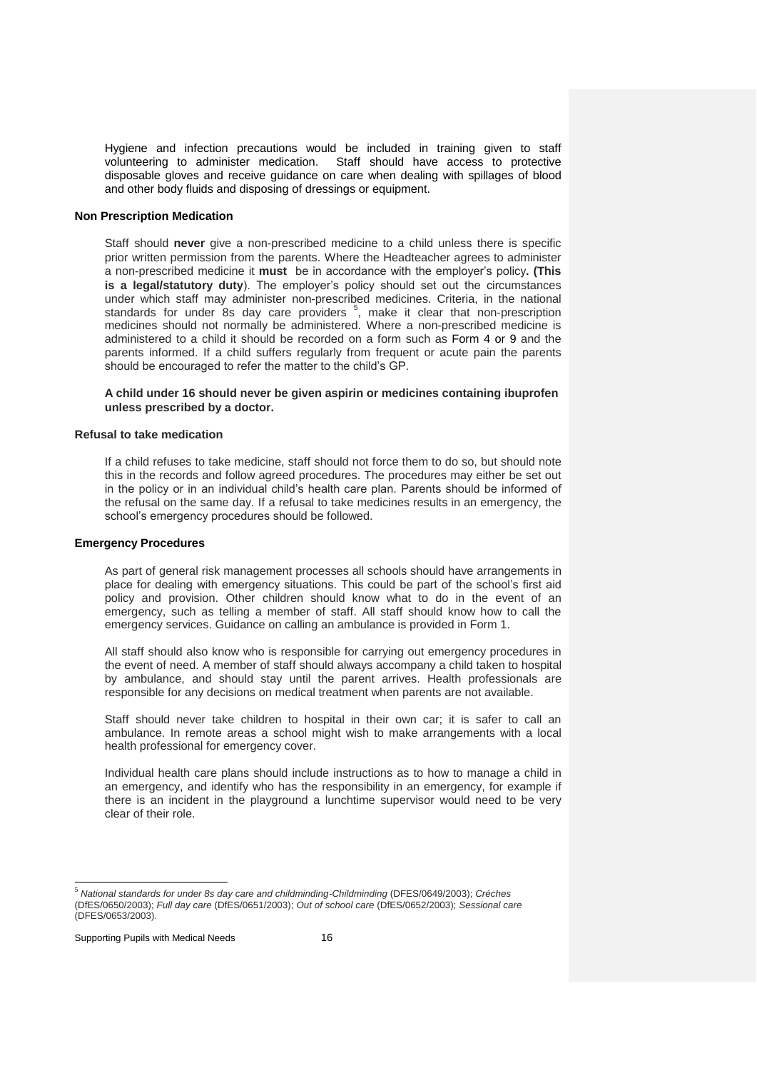Hygiene and infection precautions would be included in training given to staff volunteering to administer medication. Staff should have access to protective disposable gloves and receive guidance on care when dealing with spillages of blood and other body fluids and disposing of dressings or equipment.

### Non Prescription Medication

Staff should **never** give a non-prescribed medicine to a child unless there is specific prior written permission from the parents. Where the Headteacher agrees to administer a non-prescribed medicine it **must** be in accordance with the employer's policy**. (This is a legal/statutory duty**). The employer's policy should set out the circumstances under which staff may administer non-prescribed medicines. Criteria, in the national standards for under 8s day care providers [5], make it clear that non-prescription medicines should not normally be administered. Where a non-prescribed medicine is administered to a child it should be recorded on a form such as Form 4 or 9 and the parents informed. If a child suffers regularly from frequent or acute pain the parents should be encouraged to refer the matter to the child's GP.

**A child under 16 should never be given aspirin or medicines containing ibuprofen unless prescribed by a doctor.**

### Refusal to take medication

If a child refuses to take medicine, staff should not force them to do so, but should note this in the records and follow agreed procedures. The procedures may either be set out in the policy or in an individual child's health care plan. Parents should be informed of the refusal on the same day. If a refusal to take medicines results in an emergency, the school's emergency procedures should be followed.

### Emergency Procedures

As part of general risk management processes all schools should have arrangements in place for dealing with emergency situations. This could be part of the school's first aid policy and provision. Other children should know what to do in the event of an emergency, such as telling a member of staff. All staff should know how to call the emergency services. Guidance on calling an ambulance is provided in Form 1.

All staff should also know who is responsible for carrying out emergency procedures in the event of need. A member of staff should always accompany a child taken to hospital by ambulance, and should stay until the parent arrives. Health professionals are responsible for any decisions on medical treatment when parents are not available.

Staff should never take children to hospital in their own car; it is safer to call an ambulance. In remote areas a school might wish to make arrangements with a local health professional for emergency cover.

Individual health care plans should include instructions as to how to manage a child in an emergency, and identify who has the responsibility in an emergency, for example if there is an incident in the playground a lunchtime supervisor would need to be very clear of their role.

---

[5] *National standards for under 8s day care and childminding-Childminding* (DFES/0649/2003); *Créches* (DfES/0650/2003); *Full day care* (DfES/0651/2003); *Out of school care* (DfES/0652/2003); *Sessional care* (DFES/0653/2003).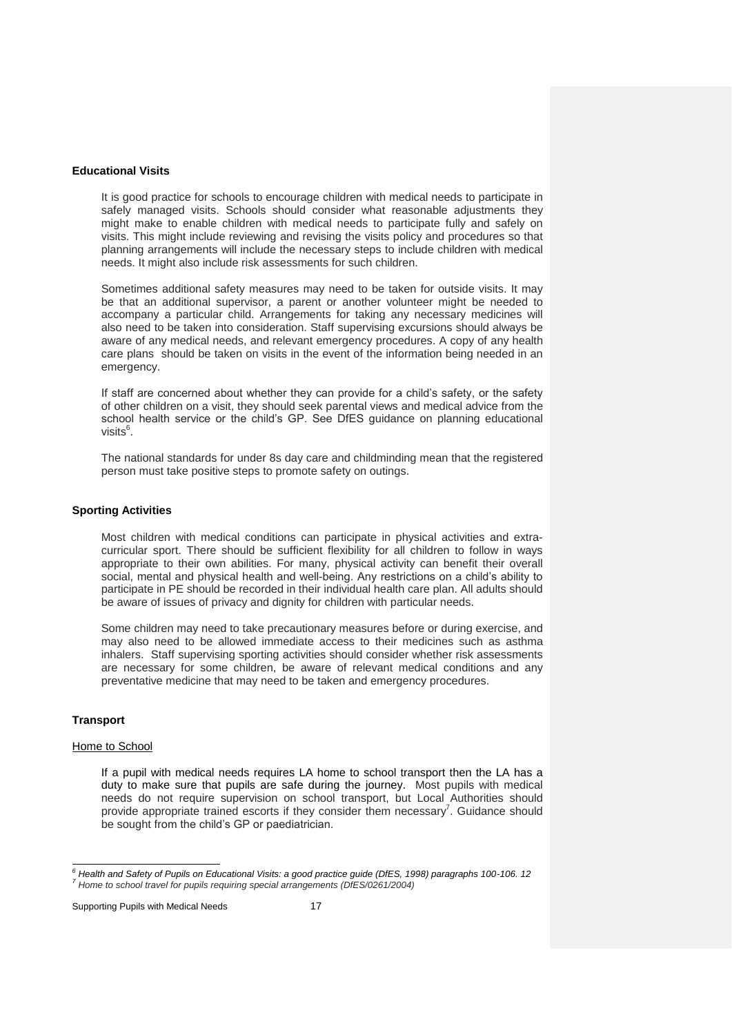### Educational Visits

It is good practice for schools to encourage children with medical needs to participate in safely managed visits. Schools should consider what reasonable adjustments they might make to enable children with medical needs to participate fully and safely on visits. This might include reviewing and revising the visits policy and procedures so that planning arrangements will include the necessary steps to include children with medical needs. It might also include risk assessments for such children.

Sometimes additional safety measures may need to be taken for outside visits. It may be that an additional supervisor, a parent or another volunteer might be needed to accompany a particular child. Arrangements for taking any necessary medicines will also need to be taken into consideration. Staff supervising excursions should always be aware of any medical needs, and relevant emergency procedures. A copy of any health care plans should be taken on visits in the event of the information being needed in an emergency.

If staff are concerned about whether they can provide for a child's safety, or the safety of other children on a visit, they should seek parental views and medical advice from the school health service or the child's GP. See DfES guidance on planning educational visits[6].

The national standards for under 8s day care and childminding mean that the registered person must take positive steps to promote safety on outings.

### Sporting Activities

Most children with medical conditions can participate in physical activities and extra-curricular sport. There should be sufficient flexibility for all children to follow in ways appropriate to their own abilities. For many, physical activity can benefit their overall social, mental and physical health and well-being. Any restrictions on a child's ability to participate in PE should be recorded in their individual health care plan. All adults should be aware of issues of privacy and dignity for children with particular needs.

Some children may need to take precautionary measures before or during exercise, and may also need to be allowed immediate access to their medicines such as asthma inhalers. Staff supervising sporting activities should consider whether risk assessments are necessary for some children, be aware of relevant medical conditions and any preventative medicine that may need to be taken and emergency procedures.

### Transport

#### Home to School

If a pupil with medical needs requires LA home to school transport then the LA has a duty to make sure that pupils are safe during the journey. Most pupils with medical needs do not require supervision on school transport, but Local Authorities should provide appropriate trained escorts if they consider them necessary[7]. Guidance should be sought from the child's GP or paediatrician.

---

[6] *Health and Safety of Pupils on Educational Visits: a good practice guide (DfES, 1998) paragraphs 100-106. 12*

[7] *Home to school travel for pupils requiring special arrangements (DfES/0261/2004)*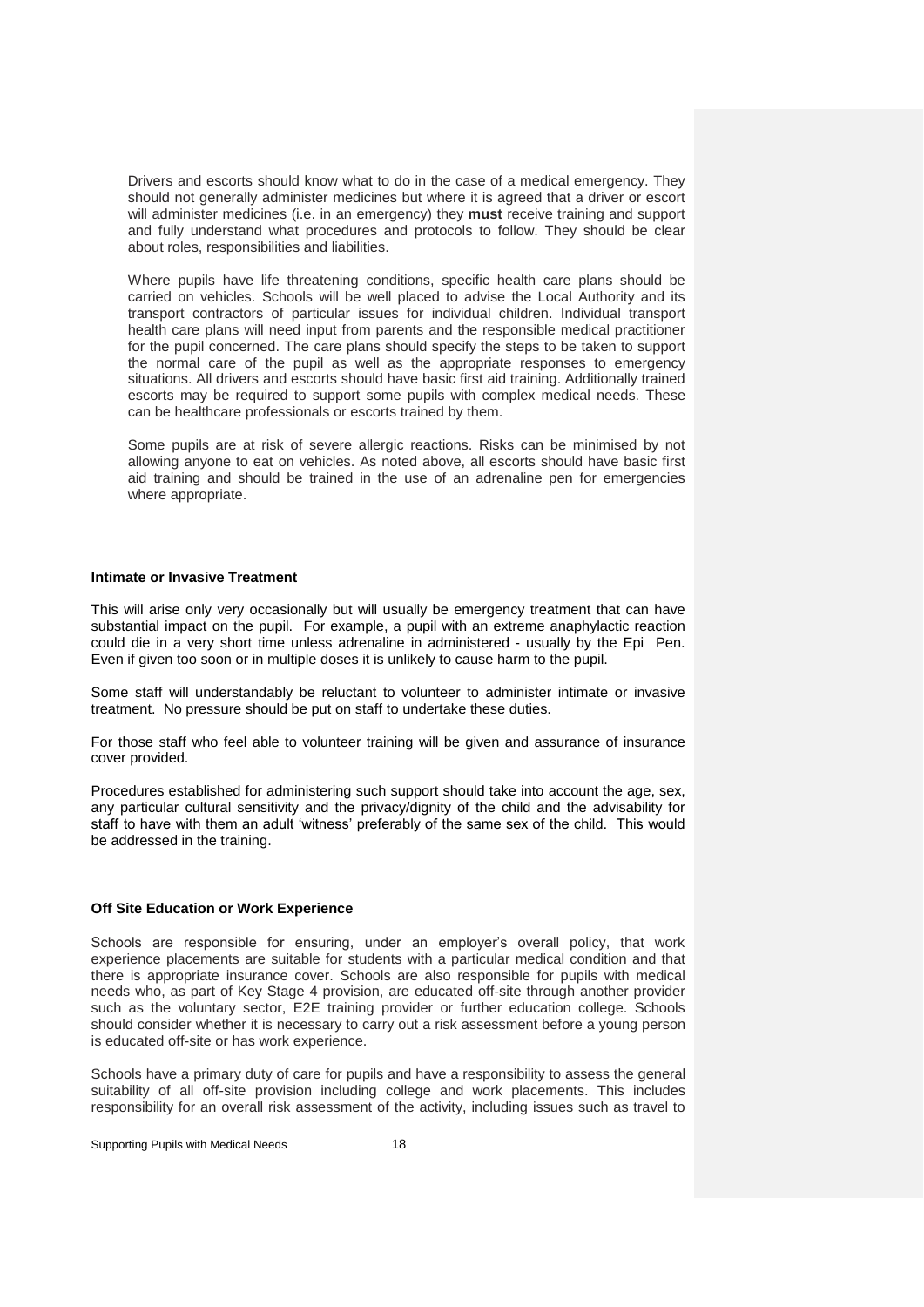Drivers and escorts should know what to do in the case of a medical emergency. They should not generally administer medicines but where it is agreed that a driver or escort will administer medicines (i.e. in an emergency) they **must** receive training and support and fully understand what procedures and protocols to follow. They should be clear about roles, responsibilities and liabilities.

Where pupils have life threatening conditions, specific health care plans should be carried on vehicles. Schools will be well placed to advise the Local Authority and its transport contractors of particular issues for individual children. Individual transport health care plans will need input from parents and the responsible medical practitioner for the pupil concerned. The care plans should specify the steps to be taken to support the normal care of the pupil as well as the appropriate responses to emergency situations. All drivers and escorts should have basic first aid training. Additionally trained escorts may be required to support some pupils with complex medical needs. These can be healthcare professionals or escorts trained by them.

Some pupils are at risk of severe allergic reactions. Risks can be minimised by not allowing anyone to eat on vehicles. As noted above, all escorts should have basic first aid training and should be trained in the use of an adrenaline pen for emergencies where appropriate.

**Intimate or Invasive Treatment**

This will arise only very occasionally but will usually be emergency treatment that can have substantial impact on the pupil. For example, a pupil with an extreme anaphylactic reaction could die in a very short time unless adrenaline in administered - usually by the Epi Pen. Even if given too soon or in multiple doses it is unlikely to cause harm to the pupil.

Some staff will understandably be reluctant to volunteer to administer intimate or invasive treatment. No pressure should be put on staff to undertake these duties.

For those staff who feel able to volunteer training will be given and assurance of insurance cover provided.

Procedures established for administering such support should take into account the age, sex, any particular cultural sensitivity and the privacy/dignity of the child and the advisability for staff to have with them an adult 'witness' preferably of the same sex of the child. This would be addressed in the training.

**Off Site Education or Work Experience**

Schools are responsible for ensuring, under an employer's overall policy, that work experience placements are suitable for students with a particular medical condition and that there is appropriate insurance cover. Schools are also responsible for pupils with medical needs who, as part of Key Stage 4 provision, are educated off-site through another provider such as the voluntary sector, E2E training provider or further education college. Schools should consider whether it is necessary to carry out a risk assessment before a young person is educated off-site or has work experience.

Schools have a primary duty of care for pupils and have a responsibility to assess the general suitability of all off-site provision including college and work placements. This includes responsibility for an overall risk assessment of the activity, including issues such as travel to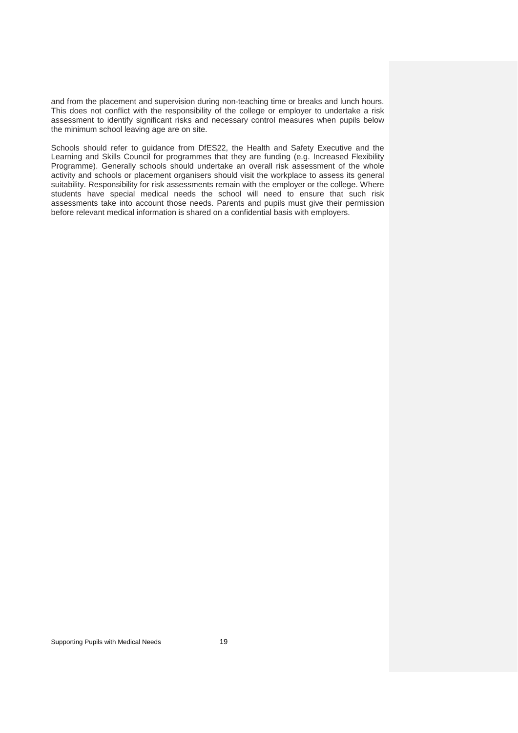and from the placement and supervision during non-teaching time or breaks and lunch hours. This does not conflict with the responsibility of the college or employer to undertake a risk assessment to identify significant risks and necessary control measures when pupils below the minimum school leaving age are on site.

Schools should refer to guidance from DfES22, the Health and Safety Executive and the Learning and Skills Council for programmes that they are funding (e.g. Increased Flexibility Programme). Generally schools should undertake an overall risk assessment of the whole activity and schools or placement organisers should visit the workplace to assess its general suitability. Responsibility for risk assessments remain with the employer or the college. Where students have special medical needs the school will need to ensure that such risk assessments take into account those needs. Parents and pupils must give their permission before relevant medical information is shared on a confidential basis with employers.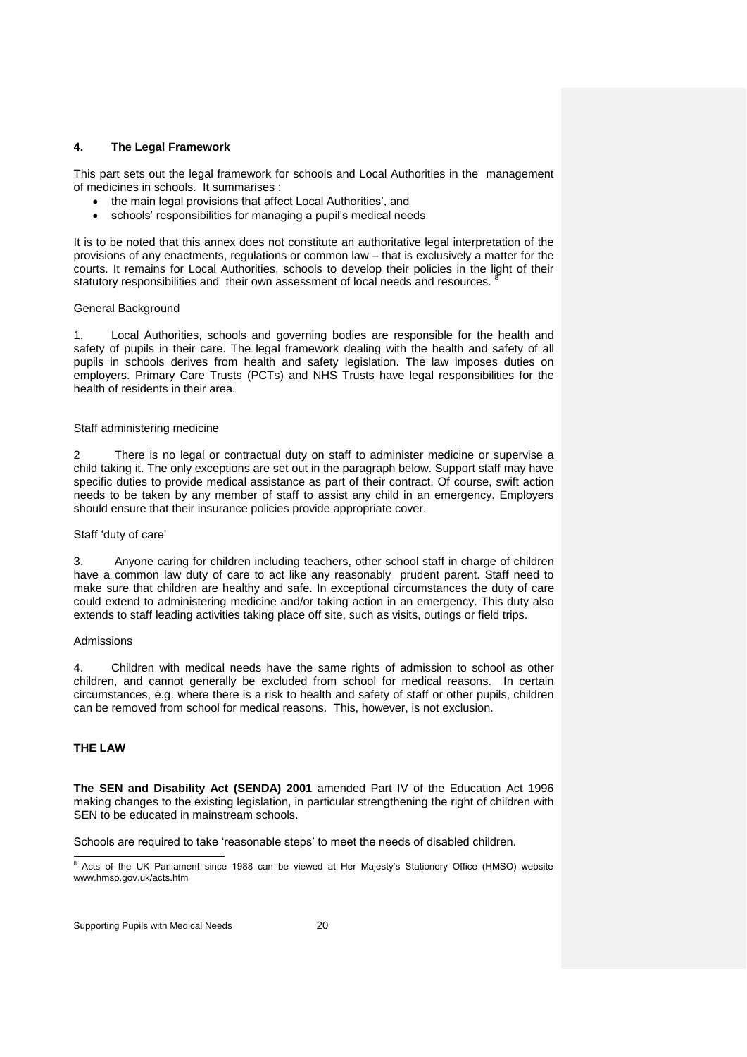## 4. The Legal Framework

This part sets out the legal framework for schools and Local Authorities in the management of medicines in schools. It summarises :

- the main legal provisions that affect Local Authorities', and
- schools' responsibilities for managing a pupil's medical needs

It is to be noted that this annex does not constitute an authoritative legal interpretation of the provisions of any enactments, regulations or common law – that is exclusively a matter for the courts. It remains for Local Authorities, schools to develop their policies in the light of their statutory responsibilities and their own assessment of local needs and resources. [8]

General Background

1. Local Authorities, schools and governing bodies are responsible for the health and safety of pupils in their care. The legal framework dealing with the health and safety of all pupils in schools derives from health and safety legislation. The law imposes duties on employers. Primary Care Trusts (PCTs) and NHS Trusts have legal responsibilities for the health of residents in their area.

Staff administering medicine

2 There is no legal or contractual duty on staff to administer medicine or supervise a child taking it. The only exceptions are set out in the paragraph below. Support staff may have specific duties to provide medical assistance as part of their contract. Of course, swift action needs to be taken by any member of staff to assist any child in an emergency. Employers should ensure that their insurance policies provide appropriate cover.

Staff 'duty of care'

3. Anyone caring for children including teachers, other school staff in charge of children have a common law duty of care to act like any reasonably prudent parent. Staff need to make sure that children are healthy and safe. In exceptional circumstances the duty of care could extend to administering medicine and/or taking action in an emergency. This duty also extends to staff leading activities taking place off site, such as visits, outings or field trips.

Admissions

4. Children with medical needs have the same rights of admission to school as other children, and cannot generally be excluded from school for medical reasons. In certain circumstances, e.g. where there is a risk to health and safety of staff or other pupils, children can be removed from school for medical reasons. This, however, is not exclusion.

**THE LAW**

**The SEN and Disability Act (SENDA) 2001** amended Part IV of the Education Act 1996 making changes to the existing legislation, in particular strengthening the right of children with SEN to be educated in mainstream schools.

Schools are required to take 'reasonable steps' to meet the needs of disabled children.

---

[8] Acts of the UK Parliament since 1988 can be viewed at Her Majesty's Stationery Office (HMSO) website www.hmso.gov.uk/acts.htm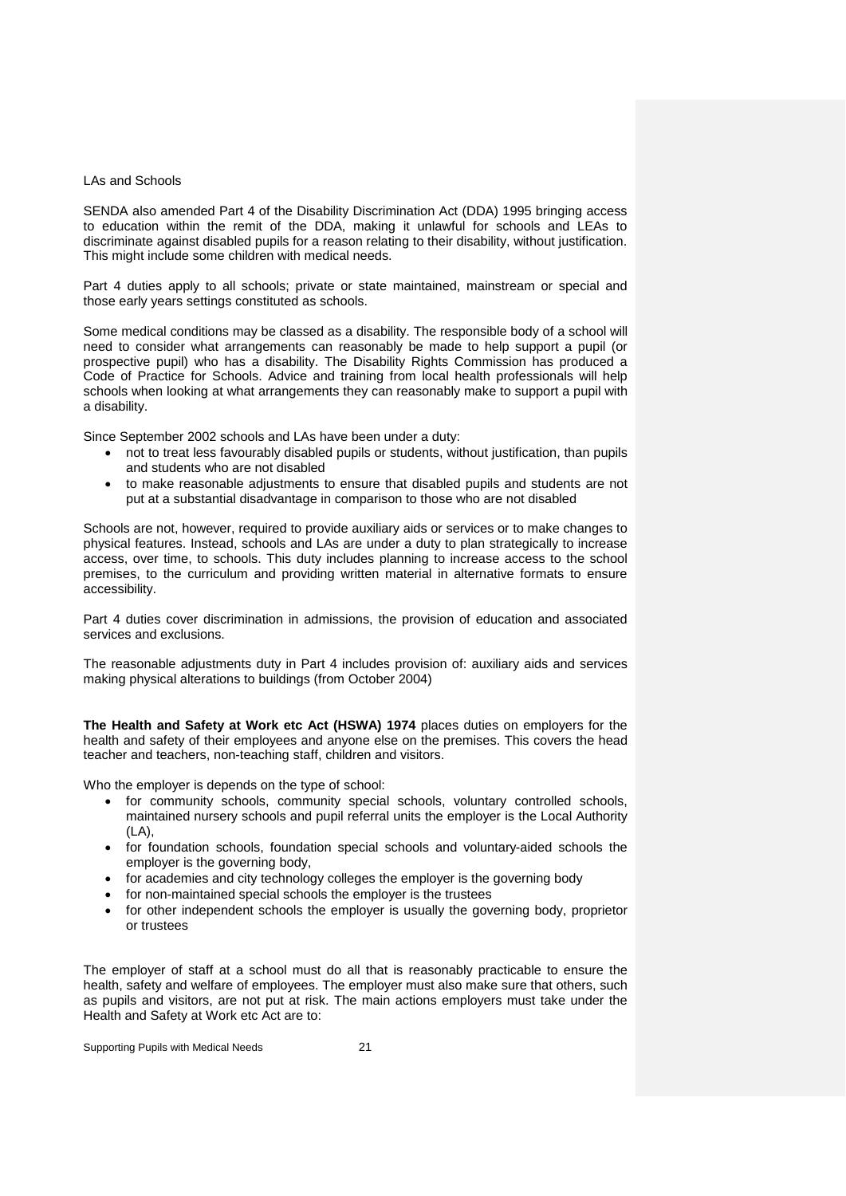LAs and Schools

SENDA also amended Part 4 of the Disability Discrimination Act (DDA) 1995 bringing access to education within the remit of the DDA, making it unlawful for schools and LEAs to discriminate against disabled pupils for a reason relating to their disability, without justification. This might include some children with medical needs.

Part 4 duties apply to all schools; private or state maintained, mainstream or special and those early years settings constituted as schools.

Some medical conditions may be classed as a disability. The responsible body of a school will need to consider what arrangements can reasonably be made to help support a pupil (or prospective pupil) who has a disability. The Disability Rights Commission has produced a Code of Practice for Schools. Advice and training from local health professionals will help schools when looking at what arrangements they can reasonably make to support a pupil with a disability.

Since September 2002 schools and LAs have been under a duty:

- not to treat less favourably disabled pupils or students, without justification, than pupils and students who are not disabled
- to make reasonable adjustments to ensure that disabled pupils and students are not put at a substantial disadvantage in comparison to those who are not disabled

Schools are not, however, required to provide auxiliary aids or services or to make changes to physical features. Instead, schools and LAs are under a duty to plan strategically to increase access, over time, to schools. This duty includes planning to increase access to the school premises, to the curriculum and providing written material in alternative formats to ensure accessibility.

Part 4 duties cover discrimination in admissions, the provision of education and associated services and exclusions.

The reasonable adjustments duty in Part 4 includes provision of: auxiliary aids and services making physical alterations to buildings (from October 2004)

**The Health and Safety at Work etc Act (HSWA) 1974** places duties on employers for the health and safety of their employees and anyone else on the premises. This covers the head teacher and teachers, non-teaching staff, children and visitors.

Who the employer is depends on the type of school:

- for community schools, community special schools, voluntary controlled schools, maintained nursery schools and pupil referral units the employer is the Local Authority (LA),
- for foundation schools, foundation special schools and voluntary-aided schools the employer is the governing body,
- for academies and city technology colleges the employer is the governing body
- for non-maintained special schools the employer is the trustees
- for other independent schools the employer is usually the governing body, proprietor or trustees

The employer of staff at a school must do all that is reasonably practicable to ensure the health, safety and welfare of employees. The employer must also make sure that others, such as pupils and visitors, are not put at risk. The main actions employers must take under the Health and Safety at Work etc Act are to: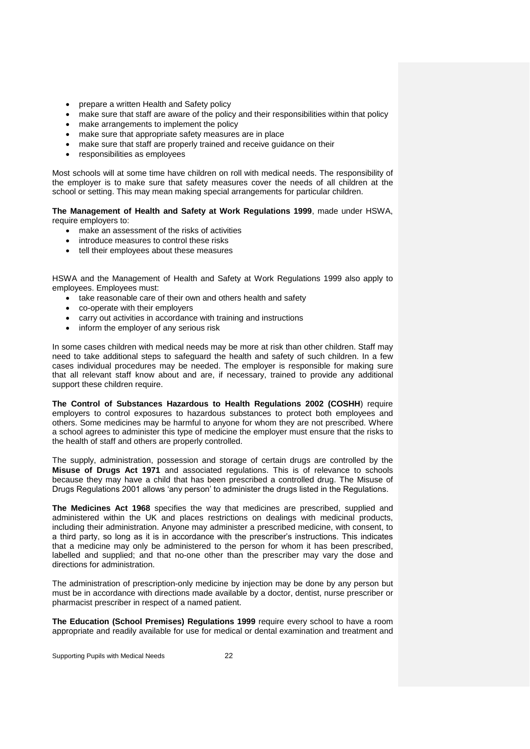- prepare a written Health and Safety policy
- make sure that staff are aware of the policy and their responsibilities within that policy
- make arrangements to implement the policy
- make sure that appropriate safety measures are in place
- make sure that staff are properly trained and receive guidance on their
- responsibilities as employees

Most schools will at some time have children on roll with medical needs. The responsibility of the employer is to make sure that safety measures cover the needs of all children at the school or setting. This may mean making special arrangements for particular children.

**The Management of Health and Safety at Work Regulations 1999**, made under HSWA, require employers to:

- make an assessment of the risks of activities
- introduce measures to control these risks
- tell their employees about these measures

HSWA and the Management of Health and Safety at Work Regulations 1999 also apply to employees. Employees must:

- take reasonable care of their own and others health and safety
- co-operate with their employers
- carry out activities in accordance with training and instructions
- inform the employer of any serious risk

In some cases children with medical needs may be more at risk than other children. Staff may need to take additional steps to safeguard the health and safety of such children. In a few cases individual procedures may be needed. The employer is responsible for making sure that all relevant staff know about and are, if necessary, trained to provide any additional support these children require.

**The Control of Substances Hazardous to Health Regulations 2002 (COSHH**) require employers to control exposures to hazardous substances to protect both employees and others. Some medicines may be harmful to anyone for whom they are not prescribed. Where a school agrees to administer this type of medicine the employer must ensure that the risks to the health of staff and others are properly controlled.

The supply, administration, possession and storage of certain drugs are controlled by the **Misuse of Drugs Act 1971** and associated regulations. This is of relevance to schools because they may have a child that has been prescribed a controlled drug. The Misuse of Drugs Regulations 2001 allows 'any person' to administer the drugs listed in the Regulations.

**The Medicines Act 1968** specifies the way that medicines are prescribed, supplied and administered within the UK and places restrictions on dealings with medicinal products, including their administration. Anyone may administer a prescribed medicine, with consent, to a third party, so long as it is in accordance with the prescriber's instructions. This indicates that a medicine may only be administered to the person for whom it has been prescribed, labelled and supplied; and that no-one other than the prescriber may vary the dose and directions for administration.

The administration of prescription-only medicine by injection may be done by any person but must be in accordance with directions made available by a doctor, dentist, nurse prescriber or pharmacist prescriber in respect of a named patient.

**The Education (School Premises) Regulations 1999** require every school to have a room appropriate and readily available for use for medical or dental examination and treatment and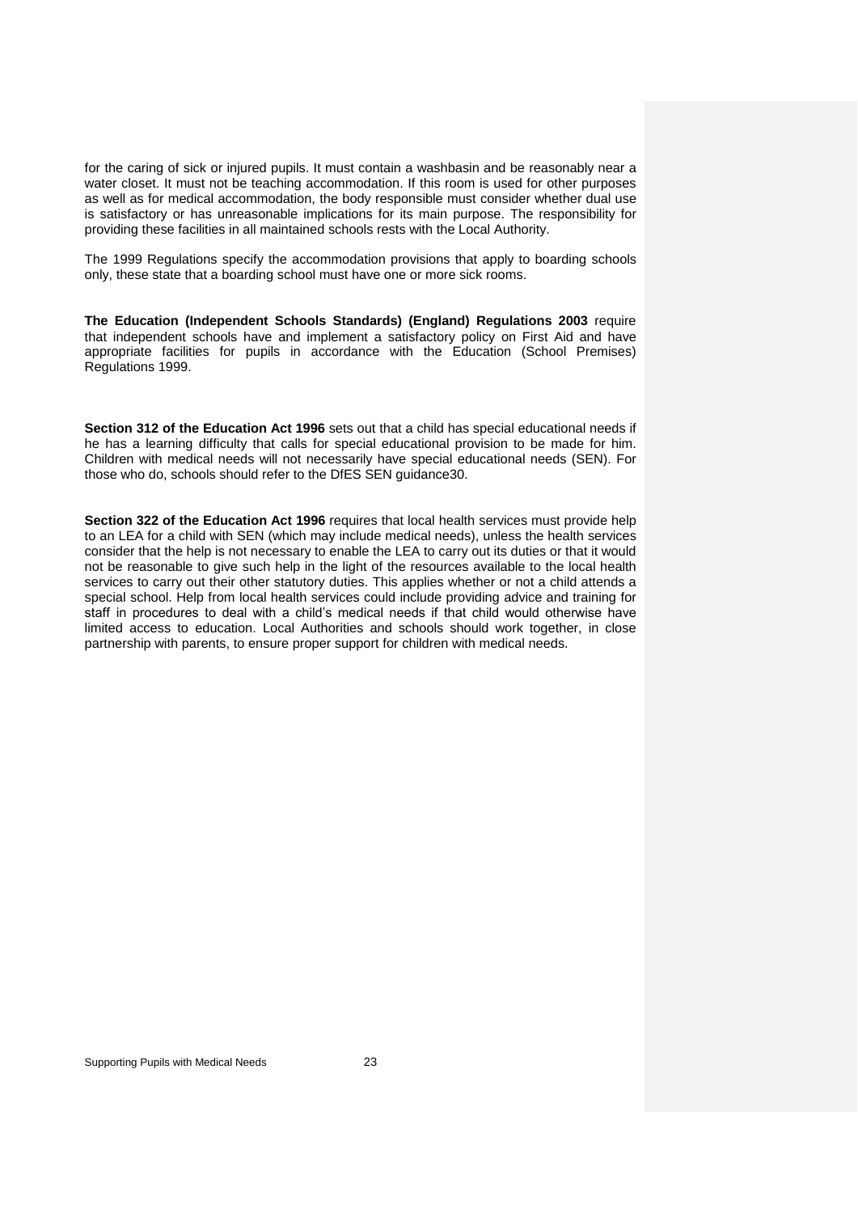for the caring of sick or injured pupils. It must contain a washbasin and be reasonably near a water closet. It must not be teaching accommodation. If this room is used for other purposes as well as for medical accommodation, the body responsible must consider whether dual use is satisfactory or has unreasonable implications for its main purpose. The responsibility for providing these facilities in all maintained schools rests with the Local Authority.

The 1999 Regulations specify the accommodation provisions that apply to boarding schools only, these state that a boarding school must have one or more sick rooms.

**The Education (Independent Schools Standards) (England) Regulations 2003** require that independent schools have and implement a satisfactory policy on First Aid and have appropriate facilities for pupils in accordance with the Education (School Premises) Regulations 1999.

**Section 312 of the Education Act 1996** sets out that a child has special educational needs if he has a learning difficulty that calls for special educational provision to be made for him. Children with medical needs will not necessarily have special educational needs (SEN). For those who do, schools should refer to the DfES SEN guidance30.

**Section 322 of the Education Act 1996** requires that local health services must provide help to an LEA for a child with SEN (which may include medical needs), unless the health services consider that the help is not necessary to enable the LEA to carry out its duties or that it would not be reasonable to give such help in the light of the resources available to the local health services to carry out their other statutory duties. This applies whether or not a child attends a special school. Help from local health services could include providing advice and training for staff in procedures to deal with a child's medical needs if that child would otherwise have limited access to education. Local Authorities and schools should work together, in close partnership with parents, to ensure proper support for children with medical needs.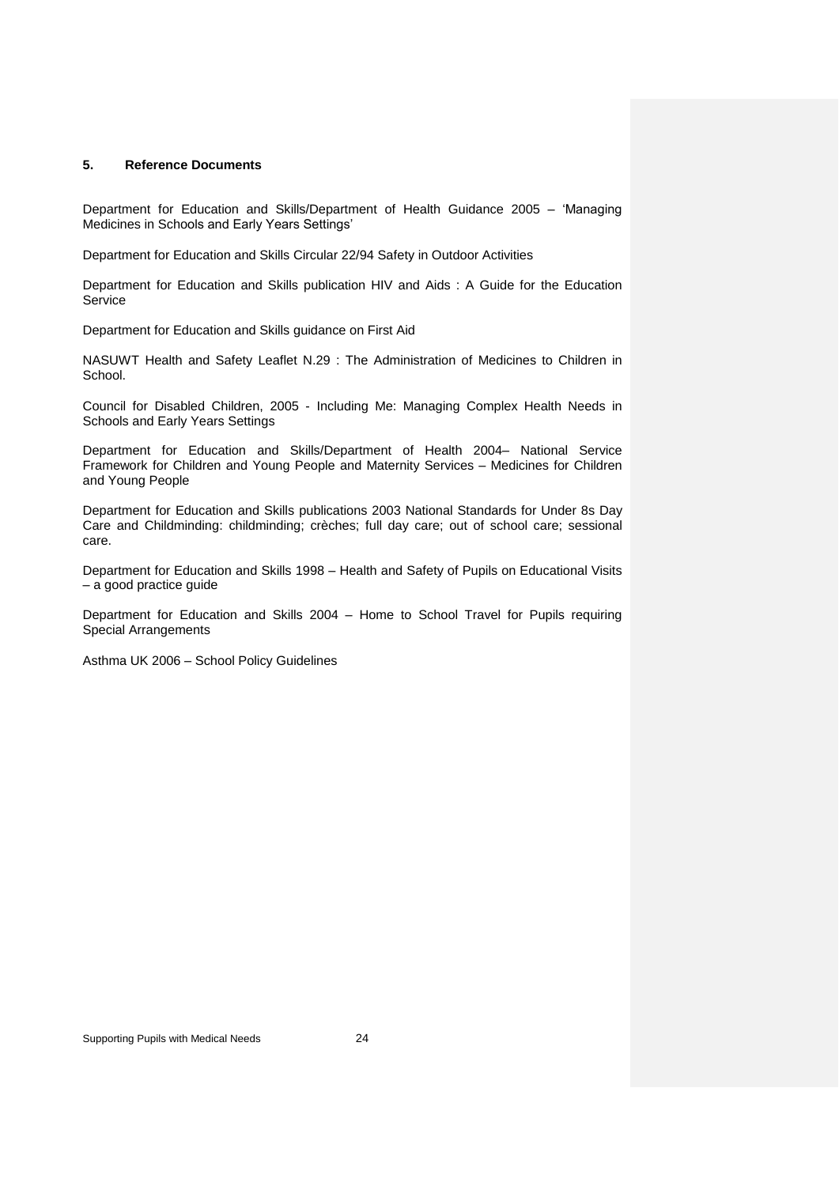## 5. Reference Documents

Department for Education and Skills/Department of Health Guidance 2005 – 'Managing Medicines in Schools and Early Years Settings'

Department for Education and Skills Circular 22/94 Safety in Outdoor Activities

Department for Education and Skills publication HIV and Aids : A Guide for the Education Service

Department for Education and Skills guidance on First Aid

NASUWT Health and Safety Leaflet N.29 : The Administration of Medicines to Children in School.

Council for Disabled Children, 2005 - Including Me: Managing Complex Health Needs in Schools and Early Years Settings

Department for Education and Skills/Department of Health 2004– National Service Framework for Children and Young People and Maternity Services – Medicines for Children and Young People

Department for Education and Skills publications 2003 National Standards for Under 8s Day Care and Childminding: childminding; crèches; full day care; out of school care; sessional care.

Department for Education and Skills 1998 – Health and Safety of Pupils on Educational Visits – a good practice guide

Department for Education and Skills 2004 – Home to School Travel for Pupils requiring Special Arrangements

Asthma UK 2006 – School Policy Guidelines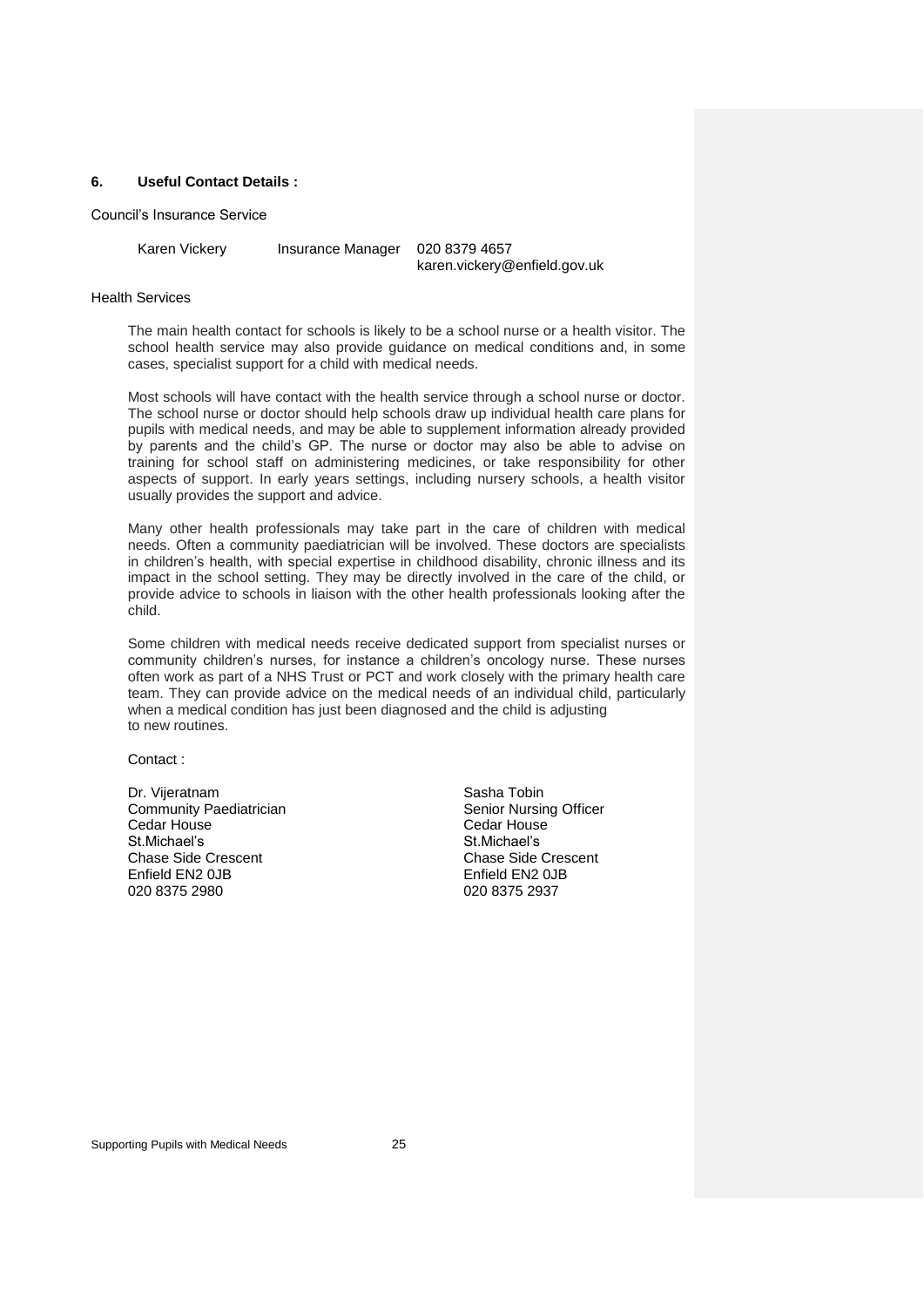## 6. Useful Contact Details :

Council's Insurance Service

| | | |
|---|---|---|
| Karen Vickery | Insurance Manager | 020 8379 4657<br>karen.vickery@enfield.gov.uk |

Health Services

The main health contact for schools is likely to be a school nurse or a health visitor. The school health service may also provide guidance on medical conditions and, in some cases, specialist support for a child with medical needs.

Most schools will have contact with the health service through a school nurse or doctor. The school nurse or doctor should help schools draw up individual health care plans for pupils with medical needs, and may be able to supplement information already provided by parents and the child's GP. The nurse or doctor may also be able to advise on training for school staff on administering medicines, or take responsibility for other aspects of support. In early years settings, including nursery schools, a health visitor usually provides the support and advice.

Many other health professionals may take part in the care of children with medical needs. Often a community paediatrician will be involved. These doctors are specialists in children's health, with special expertise in childhood disability, chronic illness and its impact in the school setting. They may be directly involved in the care of the child, or provide advice to schools in liaison with the other health professionals looking after the child.

Some children with medical needs receive dedicated support from specialist nurses or community children's nurses, for instance a children's oncology nurse. These nurses often work as part of a NHS Trust or PCT and work closely with the primary health care team. They can provide advice on the medical needs of an individual child, particularly when a medical condition has just been diagnosed and the child is adjusting to new routines.

Contact :

Dr. Vijeratnam
Community Paediatrician
Cedar House
St.Michael's
Chase Side Crescent
Enfield EN2 0JB
020 8375 2980

Sasha Tobin
Senior Nursing Officer
Cedar House
St.Michael's
Chase Side Crescent
Enfield EN2 0JB
020 8375 2937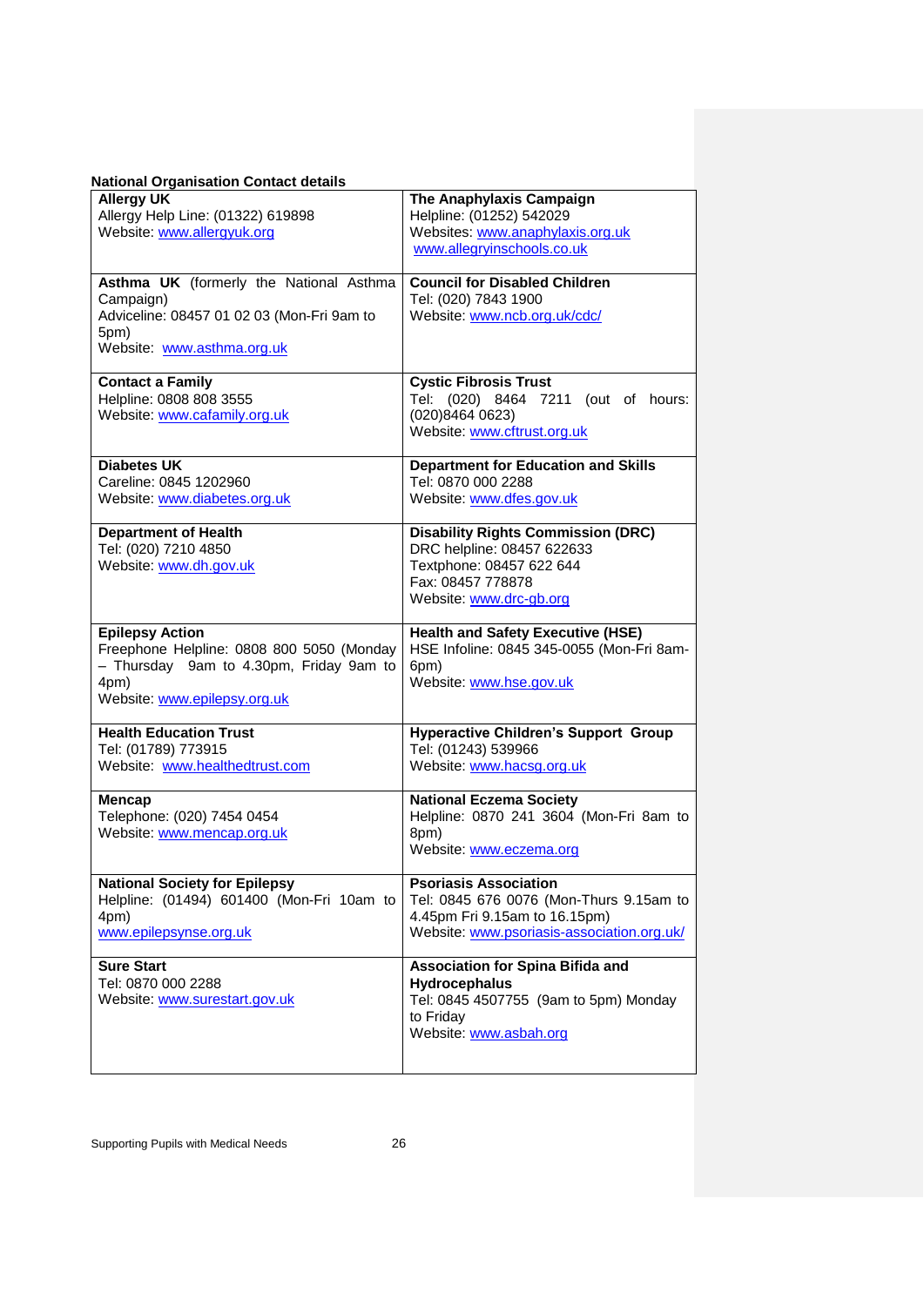**National Organisation Contact details**

| | |
|---|---|
| **Allergy UK**<br>Allergy Help Line: (01322) 619898<br>Website: www.allergyuk.org | **The Anaphylaxis Campaign**<br>Helpline: (01252) 542029<br>Websites: www.anaphylaxis.org.uk<br>www.allegryinschools.co.uk |
| **Asthma UK** (formerly the National Asthma Campaign)<br>Adviceline: 08457 01 02 03 (Mon-Fri 9am to 5pm)<br>Website: www.asthma.org.uk | **Council for Disabled Children**<br>Tel: (020) 7843 1900<br>Website: www.ncb.org.uk/cdc/ |
| **Contact a Family**<br>Helpline: 0808 808 3555<br>Website: www.cafamily.org.uk | **Cystic Fibrosis Trust**<br>Tel: (020) 8464 7211 (out of hours: (020)8464 0623)<br>Website: www.cftrust.org.uk |
| **Diabetes UK**<br>Careline: 0845 1202960<br>Website: www.diabetes.org.uk | **Department for Education and Skills**<br>Tel: 0870 000 2288<br>Website: www.dfes.gov.uk |
| **Department of Health**<br>Tel: (020) 7210 4850<br>Website: www.dh.gov.uk | **Disability Rights Commission (DRC)**<br>DRC helpline: 08457 622633<br>Textphone: 08457 622 644<br>Fax: 08457 778878<br>Website: www.drc-gb.org |
| **Epilepsy Action**<br>Freephone Helpline: 0808 800 5050 (Monday – Thursday 9am to 4.30pm, Friday 9am to 4pm)<br>Website: www.epilepsy.org.uk | **Health and Safety Executive (HSE)**<br>HSE Infoline: 0845 345-0055 (Mon-Fri 8am-6pm)<br>Website: www.hse.gov.uk |
| **Health Education Trust**<br>Tel: (01789) 773915<br>Website: www.healthedtrust.com | **Hyperactive Children's Support Group**<br>Tel: (01243) 539966<br>Website: www.hacsg.org.uk |
| **Mencap**<br>Telephone: (020) 7454 0454<br>Website: www.mencap.org.uk | **National Eczema Society**<br>Helpline: 0870 241 3604 (Mon-Fri 8am to 8pm)<br>Website: www.eczema.org |
| **National Society for Epilepsy**<br>Helpline: (01494) 601400 (Mon-Fri 10am to 4pm)<br>www.epilepsynse.org.uk | **Psoriasis Association**<br>Tel: 0845 676 0076 (Mon-Thurs 9.15am to 4.45pm Fri 9.15am to 16.15pm)<br>Website: www.psoriasis-association.org.uk/ |
| **Sure Start**<br>Tel: 0870 000 2288<br>Website: www.surestart.gov.uk | **Association for Spina Bifida and Hydrocephalus**<br>Tel: 0845 4507755 (9am to 5pm) Monday to Friday<br>Website: www.asbah.org |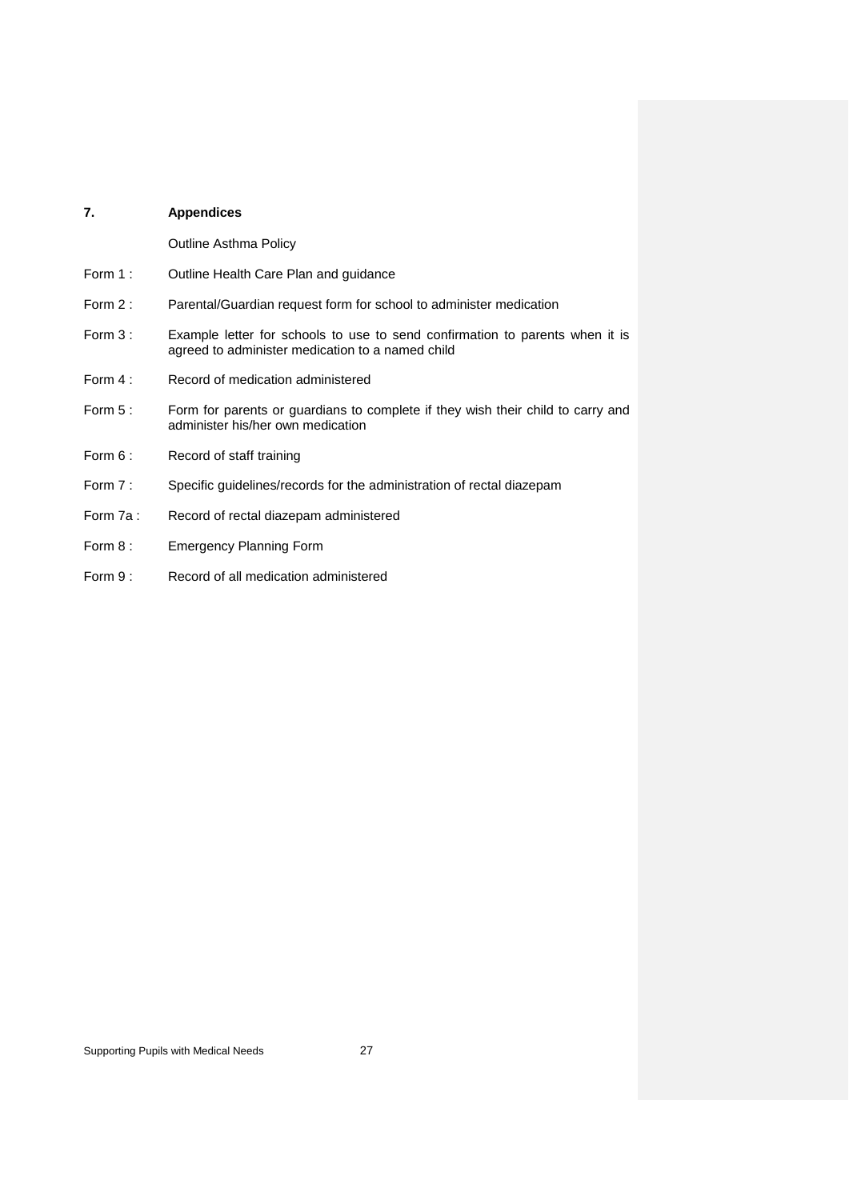## 7. Appendices

Outline Asthma Policy

Form 1 : Outline Health Care Plan and guidance

Form 2 : Parental/Guardian request form for school to administer medication

Form 3 : Example letter for schools to use to send confirmation to parents when it is agreed to administer medication to a named child

Form 4 : Record of medication administered

Form 5 : Form for parents or guardians to complete if they wish their child to carry and administer his/her own medication

Form 6 : Record of staff training

Form 7 : Specific guidelines/records for the administration of rectal diazepam

Form 7a : Record of rectal diazepam administered

Form 8 : Emergency Planning Form

Form 9 : Record of all medication administered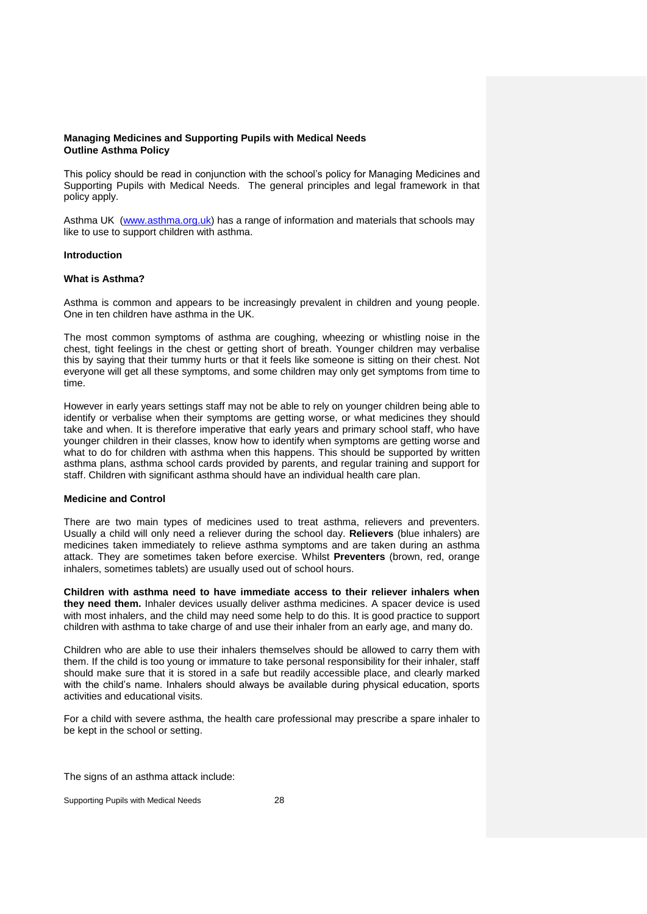**Managing Medicines and Supporting Pupils with Medical Needs**
**Outline Asthma Policy**

This policy should be read in conjunction with the school's policy for Managing Medicines and Supporting Pupils with Medical Needs. The general principles and legal framework in that policy apply.

Asthma UK (www.asthma.org.uk) has a range of information and materials that schools may like to use to support children with asthma.

**Introduction**

**What is Asthma?**

Asthma is common and appears to be increasingly prevalent in children and young people. One in ten children have asthma in the UK.

The most common symptoms of asthma are coughing, wheezing or whistling noise in the chest, tight feelings in the chest or getting short of breath. Younger children may verbalise this by saying that their tummy hurts or that it feels like someone is sitting on their chest. Not everyone will get all these symptoms, and some children may only get symptoms from time to time.

However in early years settings staff may not be able to rely on younger children being able to identify or verbalise when their symptoms are getting worse, or what medicines they should take and when. It is therefore imperative that early years and primary school staff, who have younger children in their classes, know how to identify when symptoms are getting worse and what to do for children with asthma when this happens. This should be supported by written asthma plans, asthma school cards provided by parents, and regular training and support for staff. Children with significant asthma should have an individual health care plan.

**Medicine and Control**

There are two main types of medicines used to treat asthma, relievers and preventers. Usually a child will only need a reliever during the school day. **Relievers** (blue inhalers) are medicines taken immediately to relieve asthma symptoms and are taken during an asthma attack. They are sometimes taken before exercise. Whilst **Preventers** (brown, red, orange inhalers, sometimes tablets) are usually used out of school hours.

**Children with asthma need to have immediate access to their reliever inhalers when they need them.** Inhaler devices usually deliver asthma medicines. A spacer device is used with most inhalers, and the child may need some help to do this. It is good practice to support children with asthma to take charge of and use their inhaler from an early age, and many do.

Children who are able to use their inhalers themselves should be allowed to carry them with them. If the child is too young or immature to take personal responsibility for their inhaler, staff should make sure that it is stored in a safe but readily accessible place, and clearly marked with the child's name. Inhalers should always be available during physical education, sports activities and educational visits.

For a child with severe asthma, the health care professional may prescribe a spare inhaler to be kept in the school or setting.

The signs of an asthma attack include: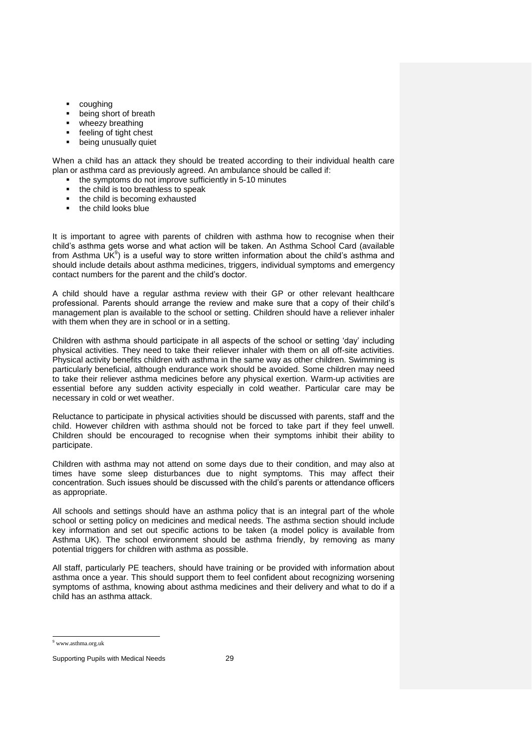- coughing
- being short of breath
- wheezy breathing
- feeling of tight chest
- being unusually quiet

When a child has an attack they should be treated according to their individual health care plan or asthma card as previously agreed. An ambulance should be called if:

- the symptoms do not improve sufficiently in 5-10 minutes
- the child is too breathless to speak
- the child is becoming exhausted
- the child looks blue

It is important to agree with parents of children with asthma how to recognise when their child's asthma gets worse and what action will be taken. An Asthma School Card (available from Asthma UK[9]) is a useful way to store written information about the child's asthma and should include details about asthma medicines, triggers, individual symptoms and emergency contact numbers for the parent and the child's doctor.

A child should have a regular asthma review with their GP or other relevant healthcare professional. Parents should arrange the review and make sure that a copy of their child's management plan is available to the school or setting. Children should have a reliever inhaler with them when they are in school or in a setting.

Children with asthma should participate in all aspects of the school or setting 'day' including physical activities. They need to take their reliever inhaler with them on all off-site activities. Physical activity benefits children with asthma in the same way as other children. Swimming is particularly beneficial, although endurance work should be avoided. Some children may need to take their reliever asthma medicines before any physical exertion. Warm-up activities are essential before any sudden activity especially in cold weather. Particular care may be necessary in cold or wet weather.

Reluctance to participate in physical activities should be discussed with parents, staff and the child. However children with asthma should not be forced to take part if they feel unwell. Children should be encouraged to recognise when their symptoms inhibit their ability to participate.

Children with asthma may not attend on some days due to their condition, and may also at times have some sleep disturbances due to night symptoms. This may affect their concentration. Such issues should be discussed with the child's parents or attendance officers as appropriate.

All schools and settings should have an asthma policy that is an integral part of the whole school or setting policy on medicines and medical needs. The asthma section should include key information and set out specific actions to be taken (a model policy is available from Asthma UK). The school environment should be asthma friendly, by removing as many potential triggers for children with asthma as possible.

All staff, particularly PE teachers, should have training or be provided with information about asthma once a year. This should support them to feel confident about recognizing worsening symptoms of asthma, knowing about asthma medicines and their delivery and what to do if a child has an asthma attack.

---

[9] www.asthma.org.uk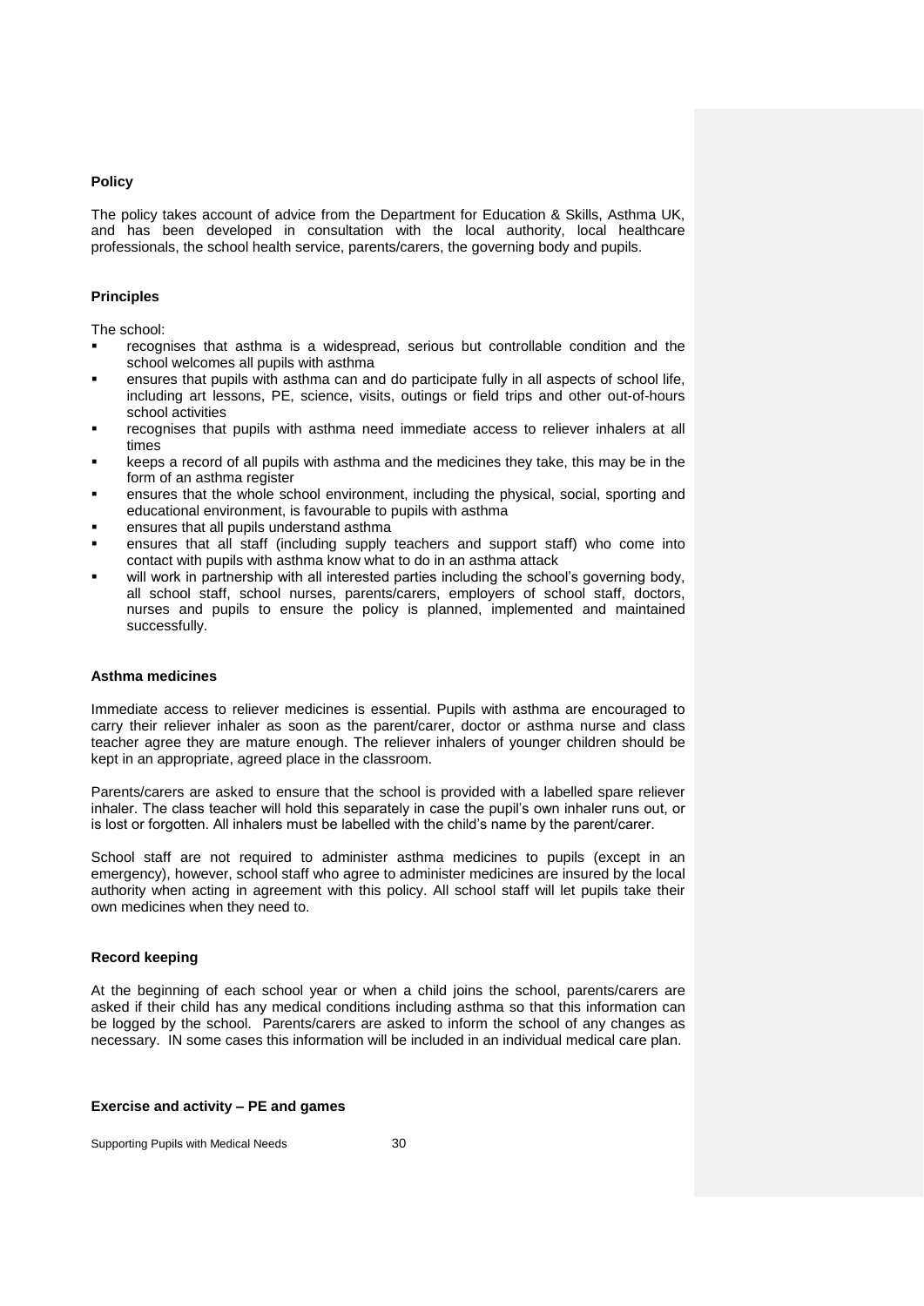**Policy**

The policy takes account of advice from the Department for Education & Skills, Asthma UK, and has been developed in consultation with the local authority, local healthcare professionals, the school health service, parents/carers, the governing body and pupils.

**Principles**

The school:

- recognises that asthma is a widespread, serious but controllable condition and the school welcomes all pupils with asthma
- ensures that pupils with asthma can and do participate fully in all aspects of school life, including art lessons, PE, science, visits, outings or field trips and other out-of-hours school activities
- recognises that pupils with asthma need immediate access to reliever inhalers at all times
- keeps a record of all pupils with asthma and the medicines they take, this may be in the form of an asthma register
- ensures that the whole school environment, including the physical, social, sporting and educational environment, is favourable to pupils with asthma
- ensures that all pupils understand asthma
- ensures that all staff (including supply teachers and support staff) who come into contact with pupils with asthma know what to do in an asthma attack
- will work in partnership with all interested parties including the school's governing body, all school staff, school nurses, parents/carers, employers of school staff, doctors, nurses and pupils to ensure the policy is planned, implemented and maintained successfully.

**Asthma medicines**

Immediate access to reliever medicines is essential. Pupils with asthma are encouraged to carry their reliever inhaler as soon as the parent/carer, doctor or asthma nurse and class teacher agree they are mature enough. The reliever inhalers of younger children should be kept in an appropriate, agreed place in the classroom.

Parents/carers are asked to ensure that the school is provided with a labelled spare reliever inhaler. The class teacher will hold this separately in case the pupil's own inhaler runs out, or is lost or forgotten. All inhalers must be labelled with the child's name by the parent/carer.

School staff are not required to administer asthma medicines to pupils (except in an emergency), however, school staff who agree to administer medicines are insured by the local authority when acting in agreement with this policy. All school staff will let pupils take their own medicines when they need to.

**Record keeping**

At the beginning of each school year or when a child joins the school, parents/carers are asked if their child has any medical conditions including asthma so that this information can be logged by the school. Parents/carers are asked to inform the school of any changes as necessary. IN some cases this information will be included in an individual medical care plan.

**Exercise and activity – PE and games**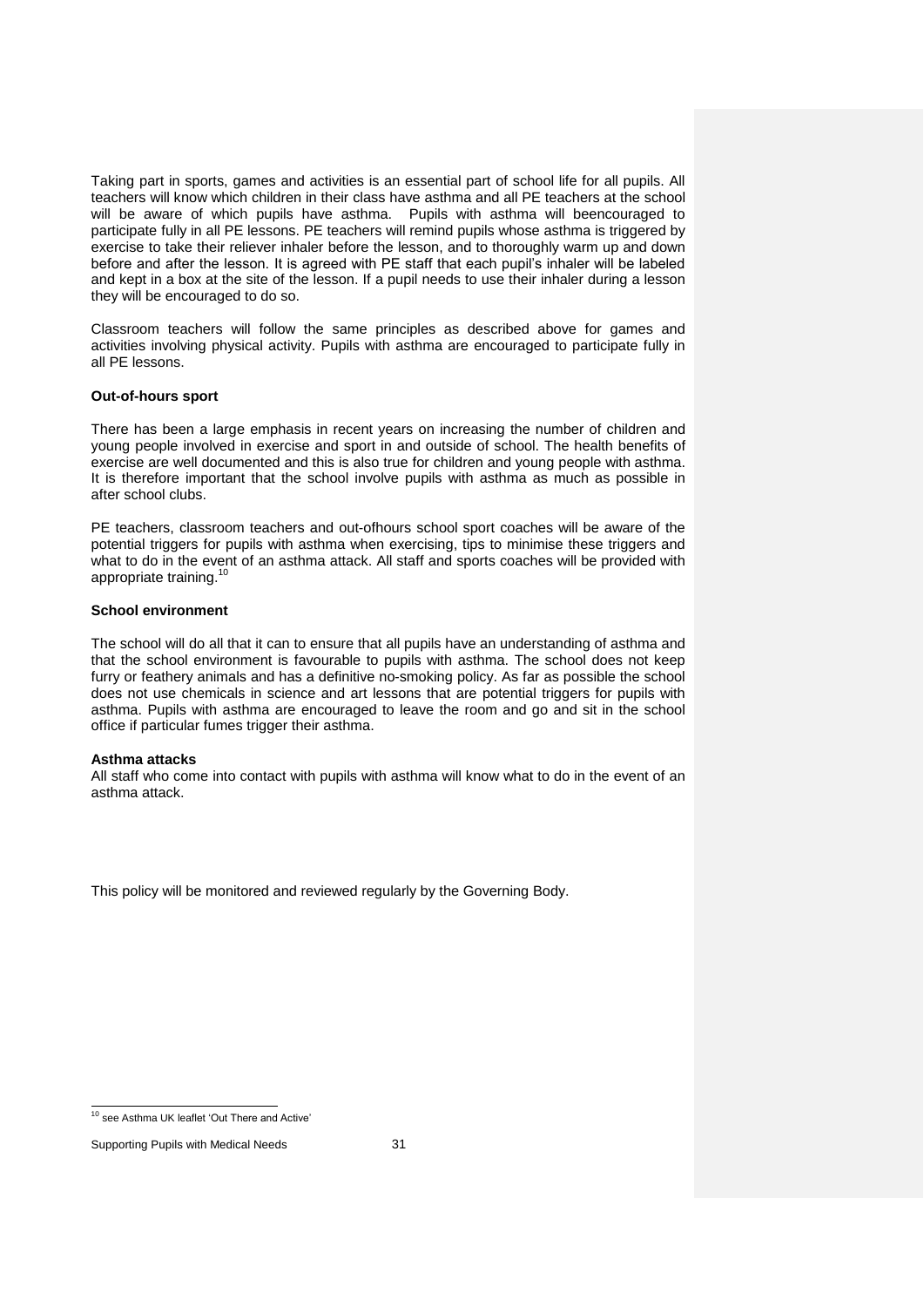Taking part in sports, games and activities is an essential part of school life for all pupils. All teachers will know which children in their class have asthma and all PE teachers at the school will be aware of which pupils have asthma. Pupils with asthma will beencouraged to participate fully in all PE lessons. PE teachers will remind pupils whose asthma is triggered by exercise to take their reliever inhaler before the lesson, and to thoroughly warm up and down before and after the lesson. It is agreed with PE staff that each pupil's inhaler will be labeled and kept in a box at the site of the lesson. If a pupil needs to use their inhaler during a lesson they will be encouraged to do so.

Classroom teachers will follow the same principles as described above for games and activities involving physical activity. Pupils with asthma are encouraged to participate fully in all PE lessons.

**Out-of-hours sport**

There has been a large emphasis in recent years on increasing the number of children and young people involved in exercise and sport in and outside of school. The health benefits of exercise are well documented and this is also true for children and young people with asthma. It is therefore important that the school involve pupils with asthma as much as possible in after school clubs.

PE teachers, classroom teachers and out-ofhours school sport coaches will be aware of the potential triggers for pupils with asthma when exercising, tips to minimise these triggers and what to do in the event of an asthma attack. All staff and sports coaches will be provided with appropriate training.[10]

**School environment**

The school will do all that it can to ensure that all pupils have an understanding of asthma and that the school environment is favourable to pupils with asthma. The school does not keep furry or feathery animals and has a definitive no-smoking policy. As far as possible the school does not use chemicals in science and art lessons that are potential triggers for pupils with asthma. Pupils with asthma are encouraged to leave the room and go and sit in the school office if particular fumes trigger their asthma.

**Asthma attacks**

All staff who come into contact with pupils with asthma will know what to do in the event of an asthma attack.

This policy will be monitored and reviewed regularly by the Governing Body.

[10] see Asthma UK leaflet 'Out There and Active'